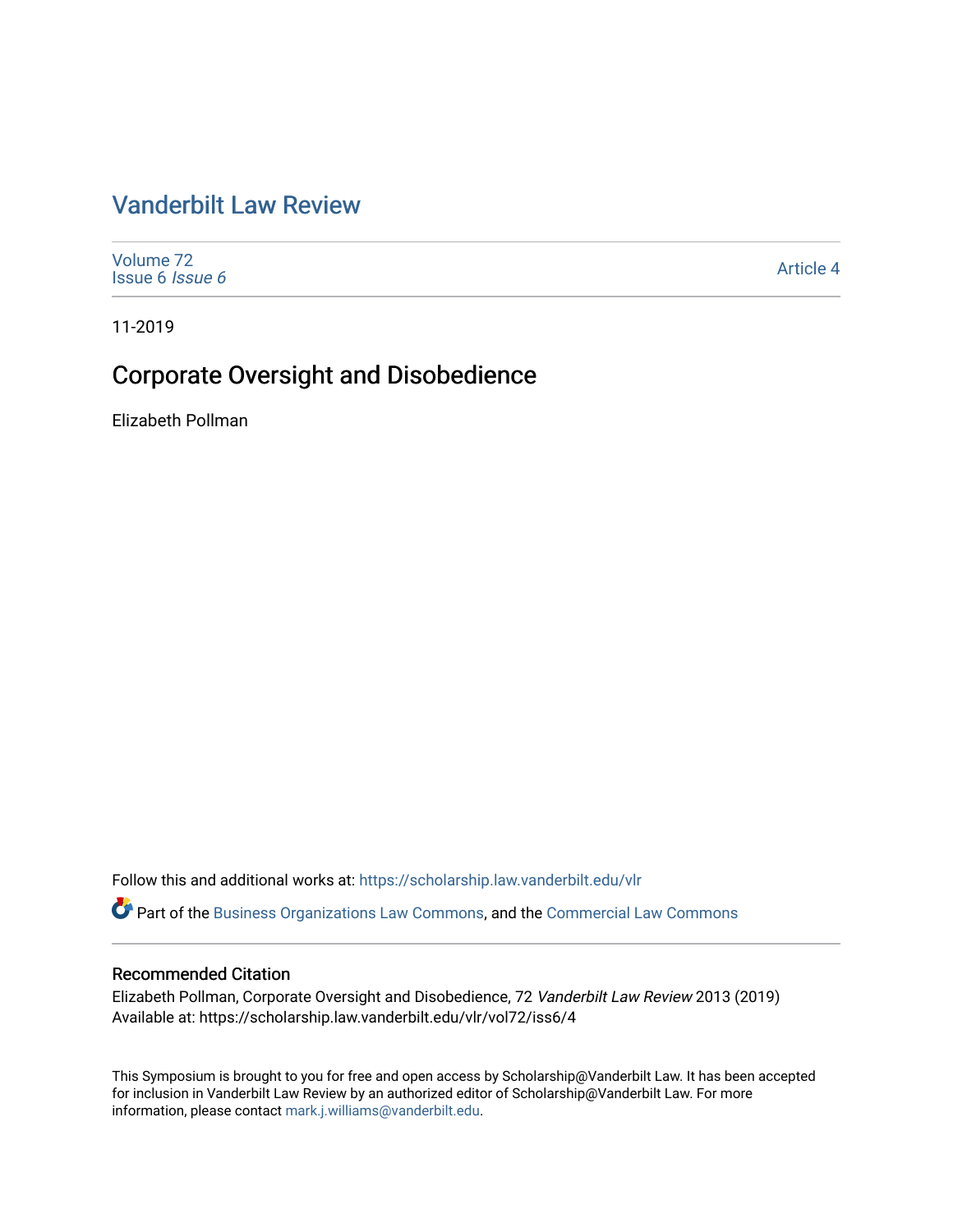# Vanderbilt Law Review

Volume 72
Issue 6 *Issue 6*

Article 4

11-2019

## Corporate Oversight and Disobedience

Elizabeth Pollman

Follow this and additional works at: https://scholarship.law.vanderbilt.edu/vlr

Part of the Business Organizations Law Commons, and the Commercial Law Commons

### Recommended Citation

Elizabeth Pollman, Corporate Oversight and Disobedience, 72 *Vanderbilt Law Review* 2013 (2019)
Available at: https://scholarship.law.vanderbilt.edu/vlr/vol72/iss6/4

This Symposium is brought to you for free and open access by Scholarship@Vanderbilt Law. It has been accepted for inclusion in Vanderbilt Law Review by an authorized editor of Scholarship@Vanderbilt Law. For more information, please contact mark.j.williams@vanderbilt.edu.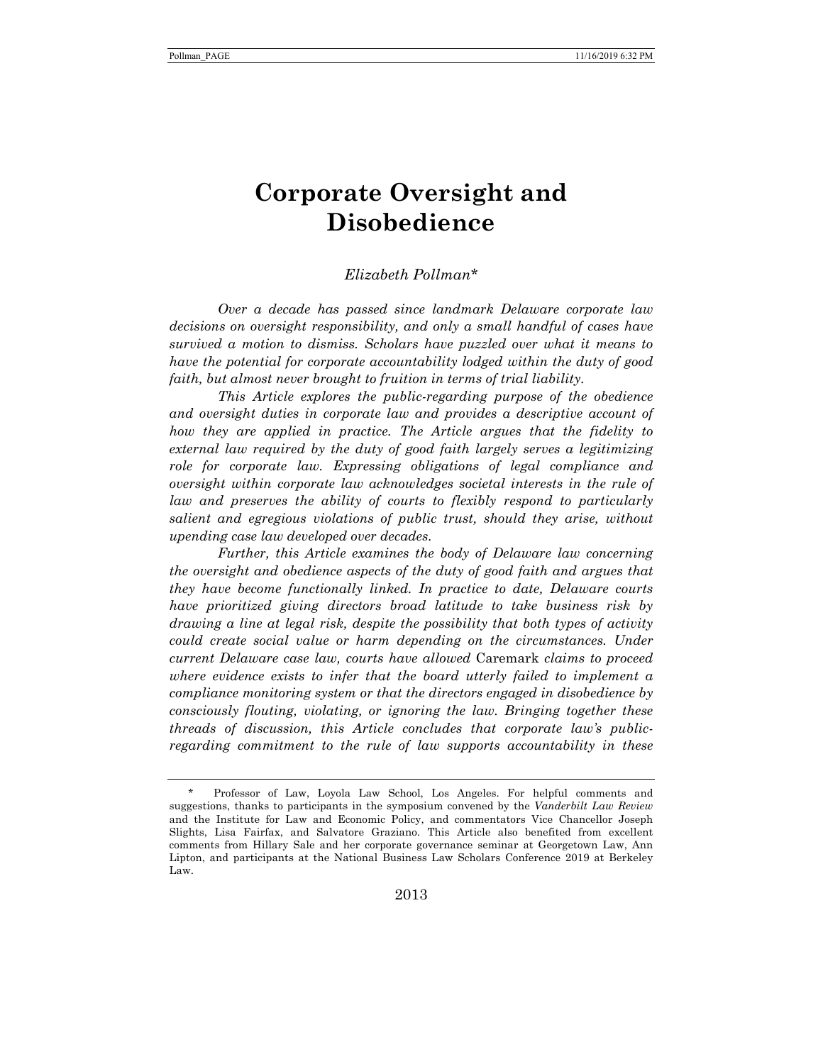# Corporate Oversight and Disobedience

*Elizabeth Pollman**

*Over a decade has passed since landmark Delaware corporate law decisions on oversight responsibility, and only a small handful of cases have survived a motion to dismiss. Scholars have puzzled over what it means to have the potential for corporate accountability lodged within the duty of good faith, but almost never brought to fruition in terms of trial liability.*

*This Article explores the public-regarding purpose of the obedience and oversight duties in corporate law and provides a descriptive account of how they are applied in practice. The Article argues that the fidelity to external law required by the duty of good faith largely serves a legitimizing role for corporate law. Expressing obligations of legal compliance and oversight within corporate law acknowledges societal interests in the rule of law and preserves the ability of courts to flexibly respond to particularly salient and egregious violations of public trust, should they arise, without upending case law developed over decades.*

*Further, this Article examines the body of Delaware law concerning the oversight and obedience aspects of the duty of good faith and argues that they have become functionally linked. In practice to date, Delaware courts have prioritized giving directors broad latitude to take business risk by drawing a line at legal risk, despite the possibility that both types of activity could create social value or harm depending on the circumstances. Under current Delaware case law, courts have allowed* Caremark *claims to proceed where evidence exists to infer that the board utterly failed to implement a compliance monitoring system or that the directors engaged in disobedience by consciously flouting, violating, or ignoring the law. Bringing together these threads of discussion, this Article concludes that corporate law's public-regarding commitment to the rule of law supports accountability in these*

\* Professor of Law, Loyola Law School, Los Angeles. For helpful comments and suggestions, thanks to participants in the symposium convened by the *Vanderbilt Law Review* and the Institute for Law and Economic Policy, and commentators Vice Chancellor Joseph Slights, Lisa Fairfax, and Salvatore Graziano. This Article also benefited from excellent comments from Hillary Sale and her corporate governance seminar at Georgetown Law, Ann Lipton, and participants at the National Business Law Scholars Conference 2019 at Berkeley Law.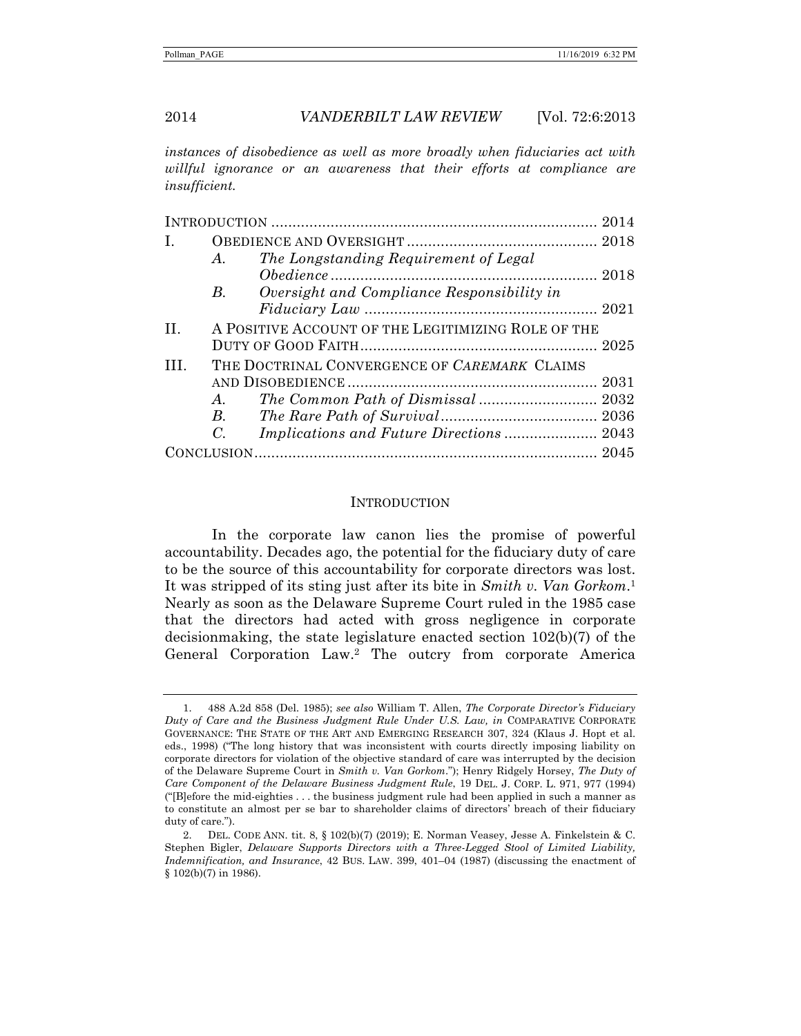*instances of disobedience as well as more broadly when fiduciaries act with willful ignorance or an awareness that their efforts at compliance are insufficient.*

| | | | |
|---|---|---|---|
| INTRODUCTION | | | 2014 |
| I. | OBEDIENCE AND OVERSIGHT | | 2018 |
| | *A.* | *The Longstanding Requirement of Legal Obedience* | 2018 |
| | *B.* | *Oversight and Compliance Responsibility in Fiduciary Law* | 2021 |
| II. | A POSITIVE ACCOUNT OF THE LEGITIMIZING ROLE OF THE DUTY OF GOOD FAITH | | 2025 |
| III. | THE DOCTRINAL CONVERGENCE OF *CAREMARK* CLAIMS AND DISOBEDIENCE | | 2031 |
| | *A.* | *The Common Path of Dismissal* | 2032 |
| | *B.* | *The Rare Path of Survival* | 2036 |
| | *C.* | *Implications and Future Directions* | 2043 |
| CONCLUSION | | | 2045 |

## INTRODUCTION

In the corporate law canon lies the promise of powerful accountability. Decades ago, the potential for the fiduciary duty of care to be the source of this accountability for corporate directors was lost. It was stripped of its sting just after its bite in *Smith v. Van Gorkom*.[1] Nearly as soon as the Delaware Supreme Court ruled in the 1985 case that the directors had acted with gross negligence in corporate decisionmaking, the state legislature enacted section 102(b)(7) of the General Corporation Law.[2] The outcry from corporate America

---

1. 488 A.2d 858 (Del. 1985); *see also* William T. Allen, *The Corporate Director's Fiduciary Duty of Care and the Business Judgment Rule Under U.S. Law, in* COMPARATIVE CORPORATE GOVERNANCE: THE STATE OF THE ART AND EMERGING RESEARCH 307, 324 (Klaus J. Hopt et al. eds., 1998) ("The long history that was inconsistent with courts directly imposing liability on corporate directors for violation of the objective standard of care was interrupted by the decision of the Delaware Supreme Court in *Smith v. Van Gorkom*."); Henry Ridgely Horsey, *The Duty of Care Component of the Delaware Business Judgment Rule*, 19 DEL. J. CORP. L. 971, 977 (1994) ("[B]efore the mid-eighties . . . the business judgment rule had been applied in such a manner as to constitute an almost per se bar to shareholder claims of directors' breach of their fiduciary duty of care.").

2. DEL. CODE ANN. tit. 8, § 102(b)(7) (2019); E. Norman Veasey, Jesse A. Finkelstein & C. Stephen Bigler, *Delaware Supports Directors with a Three-Legged Stool of Limited Liability, Indemnification, and Insurance*, 42 BUS. LAW. 399, 401–04 (1987) (discussing the enactment of § 102(b)(7) in 1986).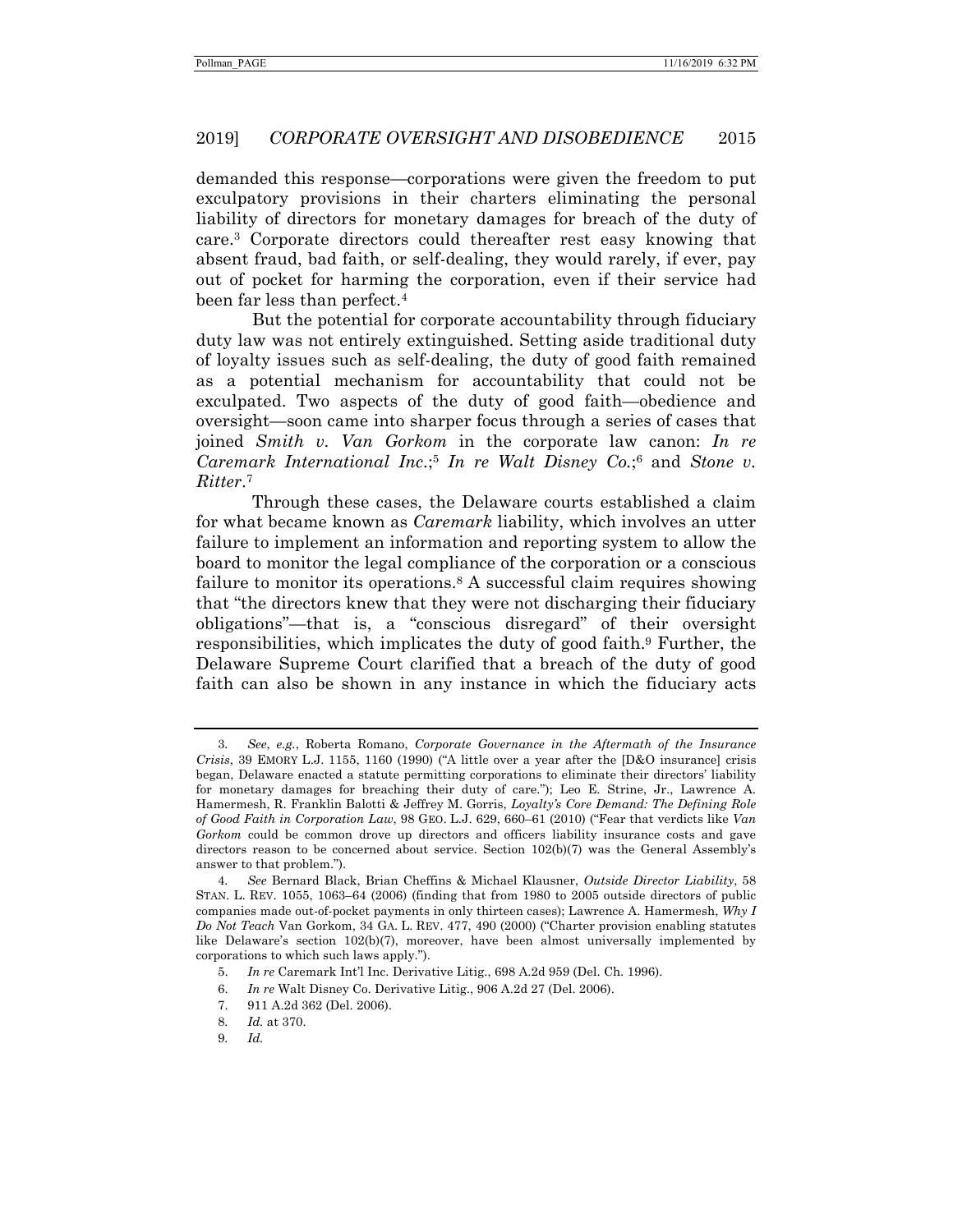demanded this response—corporations were given the freedom to put exculpatory provisions in their charters eliminating the personal liability of directors for monetary damages for breach of the duty of care.[3] Corporate directors could thereafter rest easy knowing that absent fraud, bad faith, or self-dealing, they would rarely, if ever, pay out of pocket for harming the corporation, even if their service had been far less than perfect.[4]

But the potential for corporate accountability through fiduciary duty law was not entirely extinguished. Setting aside traditional duty of loyalty issues such as self-dealing, the duty of good faith remained as a potential mechanism for accountability that could not be exculpated. Two aspects of the duty of good faith—obedience and oversight—soon came into sharper focus through a series of cases that joined *Smith v. Van Gorkom* in the corporate law canon: *In re Caremark International Inc.*;[5] *In re Walt Disney Co.*;[6] and *Stone v. Ritter*.[7]

Through these cases, the Delaware courts established a claim for what became known as *Caremark* liability, which involves an utter failure to implement an information and reporting system to allow the board to monitor the legal compliance of the corporation or a conscious failure to monitor its operations.[8] A successful claim requires showing that "the directors knew that they were not discharging their fiduciary obligations"—that is, a "conscious disregard" of their oversight responsibilities, which implicates the duty of good faith.[9] Further, the Delaware Supreme Court clarified that a breach of the duty of good faith can also be shown in any instance in which the fiduciary acts

---

3. *See, e.g.*, Roberta Romano, *Corporate Governance in the Aftermath of the Insurance Crisis*, 39 EMORY L.J. 1155, 1160 (1990) ("A little over a year after the [D&O insurance] crisis began, Delaware enacted a statute permitting corporations to eliminate their directors' liability for monetary damages for breaching their duty of care."); Leo E. Strine, Jr., Lawrence A. Hamermesh, R. Franklin Balotti & Jeffrey M. Gorris, *Loyalty's Core Demand: The Defining Role of Good Faith in Corporation Law*, 98 GEO. L.J. 629, 660–61 (2010) ("Fear that verdicts like *Van Gorkom* could be common drove up directors and officers liability insurance costs and gave directors reason to be concerned about service. Section 102(b)(7) was the General Assembly's answer to that problem.").

4. *See* Bernard Black, Brian Cheffins & Michael Klausner, *Outside Director Liability*, 58 STAN. L. REV. 1055, 1063–64 (2006) (finding that from 1980 to 2005 outside directors of public companies made out-of-pocket payments in only thirteen cases); Lawrence A. Hamermesh, *Why I Do Not Teach* Van Gorkom, 34 GA. L. REV. 477, 490 (2000) ("Charter provision enabling statutes like Delaware's section 102(b)(7), moreover, have been almost universally implemented by corporations to which such laws apply.").

5. *In re* Caremark Int'l Inc. Derivative Litig., 698 A.2d 959 (Del. Ch. 1996).

6. *In re* Walt Disney Co. Derivative Litig., 906 A.2d 27 (Del. 2006).

7. 911 A.2d 362 (Del. 2006).

8. *Id.* at 370.

9. *Id.*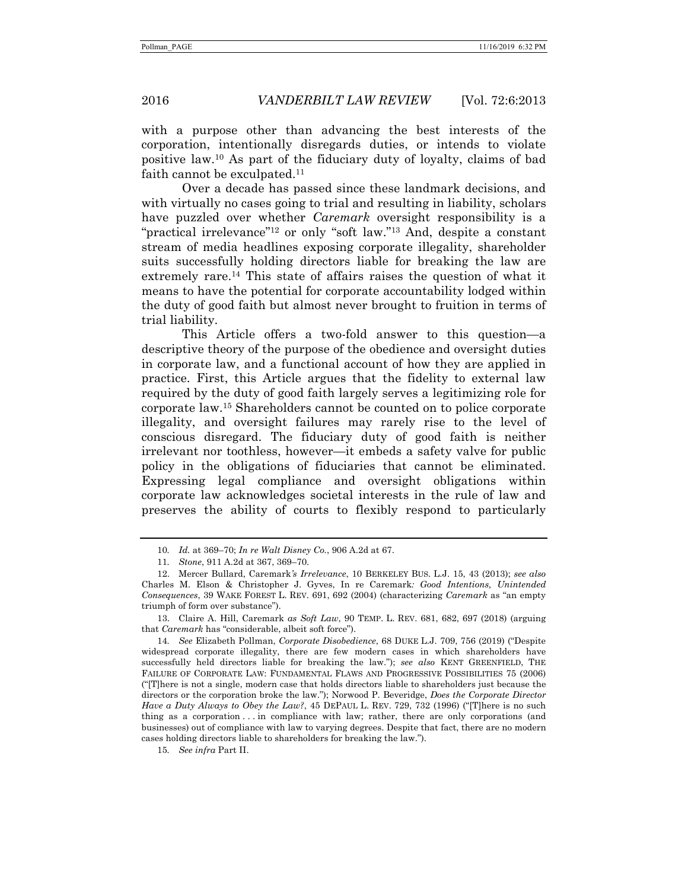with a purpose other than advancing the best interests of the corporation, intentionally disregards duties, or intends to violate positive law.[10] As part of the fiduciary duty of loyalty, claims of bad faith cannot be exculpated.[11]

Over a decade has passed since these landmark decisions, and with virtually no cases going to trial and resulting in liability, scholars have puzzled over whether *Caremark* oversight responsibility is a "practical irrelevance"[12] or only "soft law."[13] And, despite a constant stream of media headlines exposing corporate illegality, shareholder suits successfully holding directors liable for breaking the law are extremely rare.[14] This state of affairs raises the question of what it means to have the potential for corporate accountability lodged within the duty of good faith but almost never brought to fruition in terms of trial liability.

This Article offers a two-fold answer to this question—a descriptive theory of the purpose of the obedience and oversight duties in corporate law, and a functional account of how they are applied in practice. First, this Article argues that the fidelity to external law required by the duty of good faith largely serves a legitimizing role for corporate law.[15] Shareholders cannot be counted on to police corporate illegality, and oversight failures may rarely rise to the level of conscious disregard. The fiduciary duty of good faith is neither irrelevant nor toothless, however—it embeds a safety valve for public policy in the obligations of fiduciaries that cannot be eliminated. Expressing legal compliance and oversight obligations within corporate law acknowledges societal interests in the rule of law and preserves the ability of courts to flexibly respond to particularly

---

10. *Id.* at 369–70; *In re Walt Disney Co.*, 906 A.2d at 67.

11. *Stone*, 911 A.2d at 367, 369–70.

12. Mercer Bullard, Caremark*'s Irrelevance*, 10 BERKELEY BUS. L.J. 15, 43 (2013); *see also* Charles M. Elson & Christopher J. Gyves, In re Caremark*: Good Intentions, Unintended Consequences*, 39 WAKE FOREST L. REV. 691, 692 (2004) (characterizing *Caremark* as "an empty triumph of form over substance").

13. Claire A. Hill, Caremark *as Soft Law*, 90 TEMP. L. REV. 681, 682, 697 (2018) (arguing that *Caremark* has "considerable, albeit soft force").

14. *See* Elizabeth Pollman, *Corporate Disobedience*, 68 DUKE L.J. 709, 756 (2019) ("Despite widespread corporate illegality, there are few modern cases in which shareholders have successfully held directors liable for breaking the law."); *see also* KENT GREENFIELD, THE FAILURE OF CORPORATE LAW: FUNDAMENTAL FLAWS AND PROGRESSIVE POSSIBILITIES 75 (2006) ("[T]here is not a single, modern case that holds directors liable to shareholders just because the directors or the corporation broke the law."); Norwood P. Beveridge, *Does the Corporate Director Have a Duty Always to Obey the Law?*, 45 DEPAUL L. REV. 729, 732 (1996) ("[T]here is no such thing as a corporation . . . in compliance with law; rather, there are only corporations (and businesses) out of compliance with law to varying degrees. Despite that fact, there are no modern cases holding directors liable to shareholders for breaking the law.").

15. *See infra* Part II.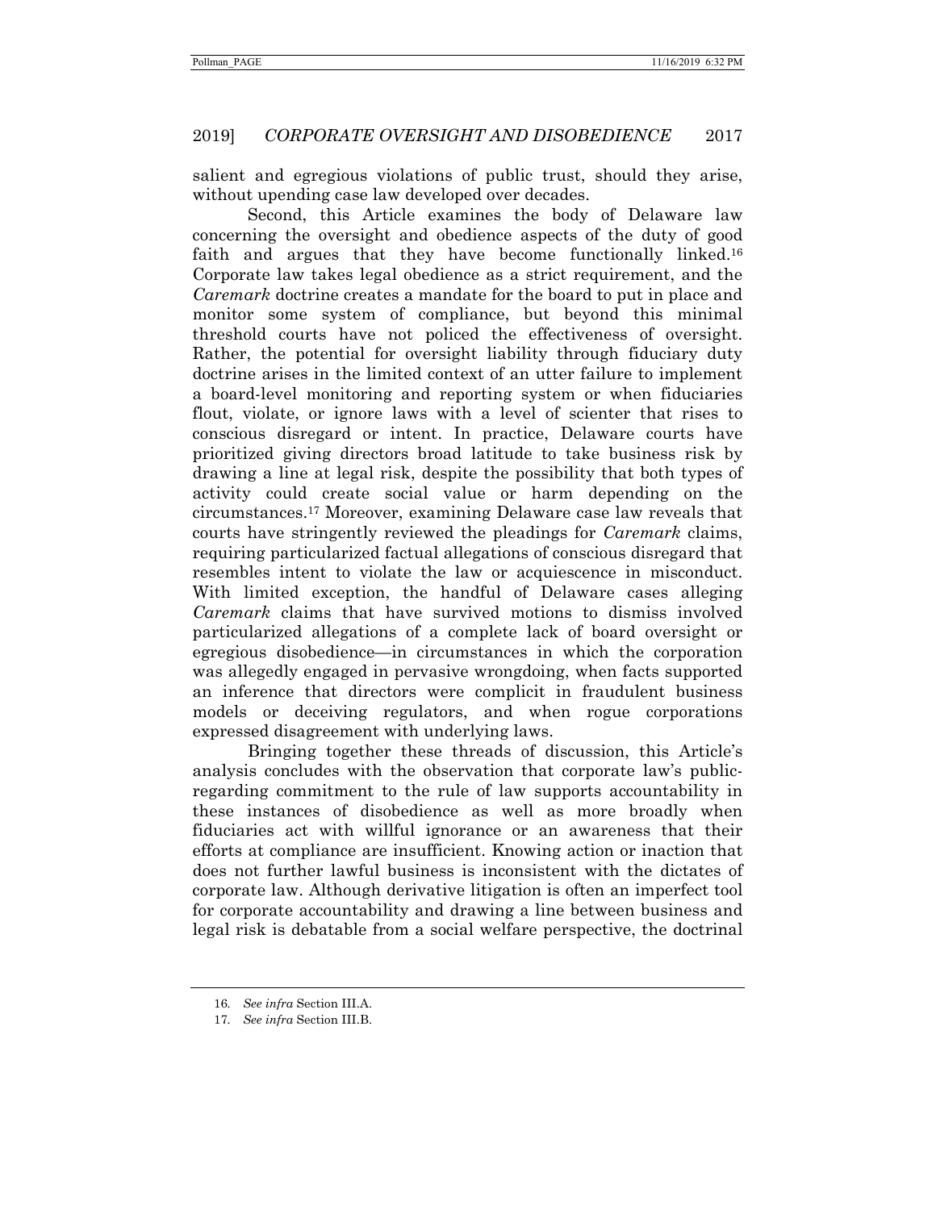salient and egregious violations of public trust, should they arise, without upending case law developed over decades.

Second, this Article examines the body of Delaware law concerning the oversight and obedience aspects of the duty of good faith and argues that they have become functionally linked.[16] Corporate law takes legal obedience as a strict requirement, and the *Caremark* doctrine creates a mandate for the board to put in place and monitor some system of compliance, but beyond this minimal threshold courts have not policed the effectiveness of oversight. Rather, the potential for oversight liability through fiduciary duty doctrine arises in the limited context of an utter failure to implement a board-level monitoring and reporting system or when fiduciaries flout, violate, or ignore laws with a level of scienter that rises to conscious disregard or intent. In practice, Delaware courts have prioritized giving directors broad latitude to take business risk by drawing a line at legal risk, despite the possibility that both types of activity could create social value or harm depending on the circumstances.[17] Moreover, examining Delaware case law reveals that courts have stringently reviewed the pleadings for *Caremark* claims, requiring particularized factual allegations of conscious disregard that resembles intent to violate the law or acquiescence in misconduct. With limited exception, the handful of Delaware cases alleging *Caremark* claims that have survived motions to dismiss involved particularized allegations of a complete lack of board oversight or egregious disobedience—in circumstances in which the corporation was allegedly engaged in pervasive wrongdoing, when facts supported an inference that directors were complicit in fraudulent business models or deceiving regulators, and when rogue corporations expressed disagreement with underlying laws.

Bringing together these threads of discussion, this Article's analysis concludes with the observation that corporate law's public-regarding commitment to the rule of law supports accountability in these instances of disobedience as well as more broadly when fiduciaries act with willful ignorance or an awareness that their efforts at compliance are insufficient. Knowing action or inaction that does not further lawful business is inconsistent with the dictates of corporate law. Although derivative litigation is often an imperfect tool for corporate accountability and drawing a line between business and legal risk is debatable from a social welfare perspective, the doctrinal

16. *See infra* Section III.A.

17. *See infra* Section III.B.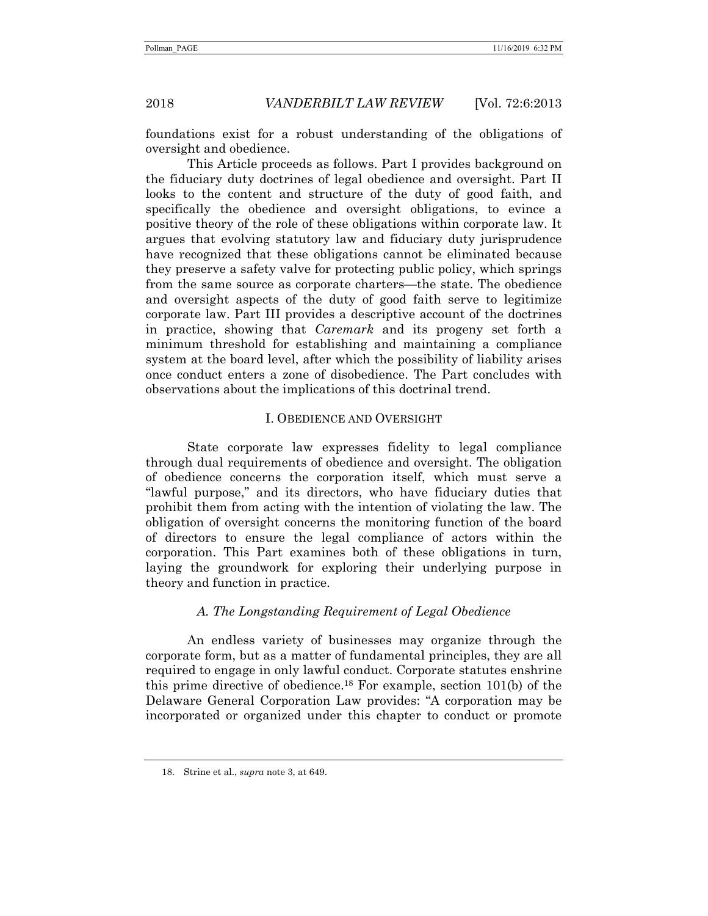foundations exist for a robust understanding of the obligations of oversight and obedience.

This Article proceeds as follows. Part I provides background on the fiduciary duty doctrines of legal obedience and oversight. Part II looks to the content and structure of the duty of good faith, and specifically the obedience and oversight obligations, to evince a positive theory of the role of these obligations within corporate law. It argues that evolving statutory law and fiduciary duty jurisprudence have recognized that these obligations cannot be eliminated because they preserve a safety valve for protecting public policy, which springs from the same source as corporate charters—the state. The obedience and oversight aspects of the duty of good faith serve to legitimize corporate law. Part III provides a descriptive account of the doctrines in practice, showing that *Caremark* and its progeny set forth a minimum threshold for establishing and maintaining a compliance system at the board level, after which the possibility of liability arises once conduct enters a zone of disobedience. The Part concludes with observations about the implications of this doctrinal trend.

## I. OBEDIENCE AND OVERSIGHT

State corporate law expresses fidelity to legal compliance through dual requirements of obedience and oversight. The obligation of obedience concerns the corporation itself, which must serve a "lawful purpose," and its directors, who have fiduciary duties that prohibit them from acting with the intention of violating the law. The obligation of oversight concerns the monitoring function of the board of directors to ensure the legal compliance of actors within the corporation. This Part examines both of these obligations in turn, laying the groundwork for exploring their underlying purpose in theory and function in practice.

### *A. The Longstanding Requirement of Legal Obedience*

An endless variety of businesses may organize through the corporate form, but as a matter of fundamental principles, they are all required to engage in only lawful conduct. Corporate statutes enshrine this prime directive of obedience.[18] For example, section 101(b) of the Delaware General Corporation Law provides: "A corporation may be incorporated or organized under this chapter to conduct or promote

---

18. Strine et al., *supra* note 3, at 649.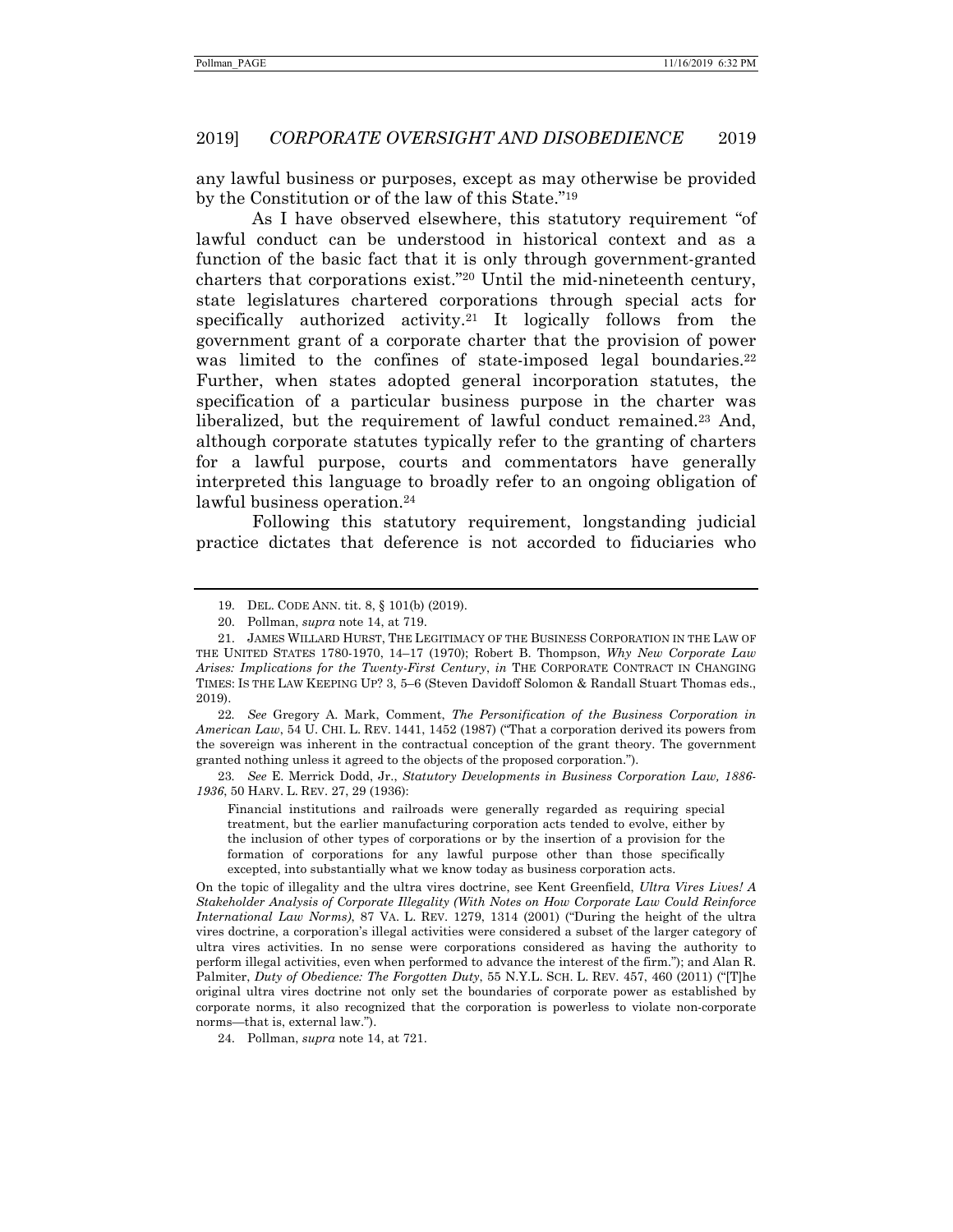any lawful business or purposes, except as may otherwise be provided by the Constitution or of the law of this State."[19]

As I have observed elsewhere, this statutory requirement "of lawful conduct can be understood in historical context and as a function of the basic fact that it is only through government-granted charters that corporations exist."[20] Until the mid-nineteenth century, state legislatures chartered corporations through special acts for specifically authorized activity.[21] It logically follows from the government grant of a corporate charter that the provision of power was limited to the confines of state-imposed legal boundaries.[22] Further, when states adopted general incorporation statutes, the specification of a particular business purpose in the charter was liberalized, but the requirement of lawful conduct remained.[23] And, although corporate statutes typically refer to the granting of charters for a lawful purpose, courts and commentators have generally interpreted this language to broadly refer to an ongoing obligation of lawful business operation.[24]

Following this statutory requirement, longstanding judicial practice dictates that deference is not accorded to fiduciaries who

---

19. DEL. CODE ANN. tit. 8, § 101(b) (2019).

20. Pollman, *supra* note 14, at 719.

21. JAMES WILLARD HURST, THE LEGITIMACY OF THE BUSINESS CORPORATION IN THE LAW OF THE UNITED STATES 1780-1970, 14–17 (1970); Robert B. Thompson, *Why New Corporate Law Arises: Implications for the Twenty-First Century*, *in* THE CORPORATE CONTRACT IN CHANGING TIMES: IS THE LAW KEEPING UP? 3, 5–6 (Steven Davidoff Solomon & Randall Stuart Thomas eds., 2019).

22. *See* Gregory A. Mark, Comment, *The Personification of the Business Corporation in American Law*, 54 U. CHI. L. REV. 1441, 1452 (1987) ("That a corporation derived its powers from the sovereign was inherent in the contractual conception of the grant theory. The government granted nothing unless it agreed to the objects of the proposed corporation.").

23. *See* E. Merrick Dodd, Jr., *Statutory Developments in Business Corporation Law, 1886-1936*, 50 HARV. L. REV. 27, 29 (1936):

> Financial institutions and railroads were generally regarded as requiring special treatment, but the earlier manufacturing corporation acts tended to evolve, either by the inclusion of other types of corporations or by the insertion of a provision for the formation of corporations for any lawful purpose other than those specifically excepted, into substantially what we know today as business corporation acts.

On the topic of illegality and the ultra vires doctrine, see Kent Greenfield, *Ultra Vires Lives! A Stakeholder Analysis of Corporate Illegality (With Notes on How Corporate Law Could Reinforce International Law Norms)*, 87 VA. L. REV. 1279, 1314 (2001) ("During the height of the ultra vires doctrine, a corporation's illegal activities were considered a subset of the larger category of ultra vires activities. In no sense were corporations considered as having the authority to perform illegal activities, even when performed to advance the interest of the firm."); and Alan R. Palmiter, *Duty of Obedience: The Forgotten Duty*, 55 N.Y.L. SCH. L. REV. 457, 460 (2011) ("[T]he original ultra vires doctrine not only set the boundaries of corporate power as established by corporate norms, it also recognized that the corporation is powerless to violate non-corporate norms—that is, external law.").

24. Pollman, *supra* note 14, at 721.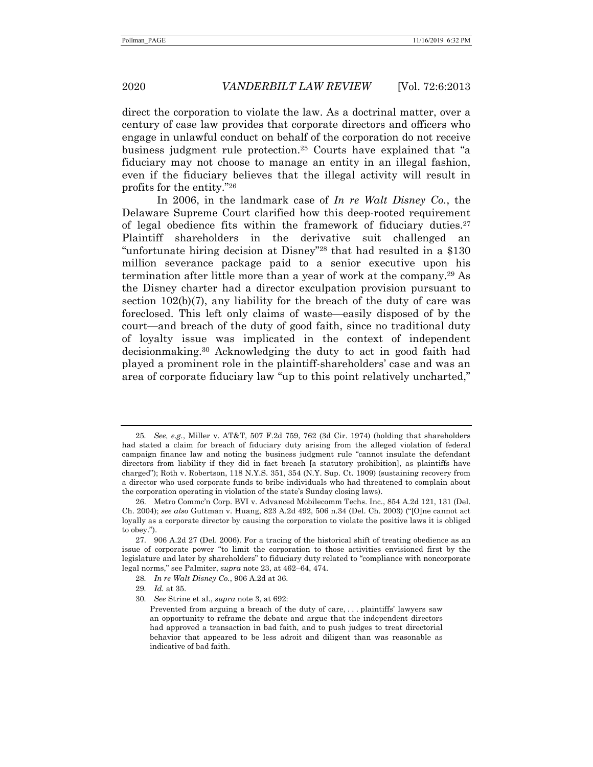direct the corporation to violate the law. As a doctrinal matter, over a century of case law provides that corporate directors and officers who engage in unlawful conduct on behalf of the corporation do not receive business judgment rule protection.[25] Courts have explained that "a fiduciary may not choose to manage an entity in an illegal fashion, even if the fiduciary believes that the illegal activity will result in profits for the entity."[26]

In 2006, in the landmark case of *In re Walt Disney Co.*, the Delaware Supreme Court clarified how this deep-rooted requirement of legal obedience fits within the framework of fiduciary duties.[27] Plaintiff shareholders in the derivative suit challenged an "unfortunate hiring decision at Disney"[28] that had resulted in a $130 million severance package paid to a senior executive upon his termination after little more than a year of work at the company.[29] As the Disney charter had a director exculpation provision pursuant to section 102(b)(7), any liability for the breach of the duty of care was foreclosed. This left only claims of waste—easily disposed of by the court—and breach of the duty of good faith, since no traditional duty of loyalty issue was implicated in the context of independent decisionmaking.[30] Acknowledging the duty to act in good faith had played a prominent role in the plaintiff-shareholders' case and was an area of corporate fiduciary law "up to this point relatively uncharted,"

---

25. *See, e.g.*, Miller v. AT&T, 507 F.2d 759, 762 (3d Cir. 1974) (holding that shareholders had stated a claim for breach of fiduciary duty arising from the alleged violation of federal campaign finance law and noting the business judgment rule "cannot insulate the defendant directors from liability if they did in fact breach [a statutory prohibition], as plaintiffs have charged"); Roth v. Robertson, 118 N.Y.S. 351, 354 (N.Y. Sup. Ct. 1909) (sustaining recovery from a director who used corporate funds to bribe individuals who had threatened to complain about the corporation operating in violation of the state's Sunday closing laws).

26. Metro Commc'n Corp. BVI v. Advanced Mobilecomm Techs. Inc., 854 A.2d 121, 131 (Del. Ch. 2004); *see also* Guttman v. Huang, 823 A.2d 492, 506 n.34 (Del. Ch. 2003) ("[O]ne cannot act loyally as a corporate director by causing the corporation to violate the positive laws it is obliged to obey.").

27. 906 A.2d 27 (Del. 2006). For a tracing of the historical shift of treating obedience as an issue of corporate power "to limit the corporation to those activities envisioned first by the legislature and later by shareholders" to fiduciary duty related to "compliance with noncorporate legal norms," see Palmiter, *supra* note 23, at 462–64, 474.

28. *In re Walt Disney Co.*, 906 A.2d at 36.

29. *Id.* at 35.

30. *See* Strine et al., *supra* note 3, at 692:

> Prevented from arguing a breach of the duty of care, . . . plaintiffs' lawyers saw an opportunity to reframe the debate and argue that the independent directors had approved a transaction in bad faith, and to push judges to treat directorial behavior that appeared to be less adroit and diligent than was reasonable as indicative of bad faith.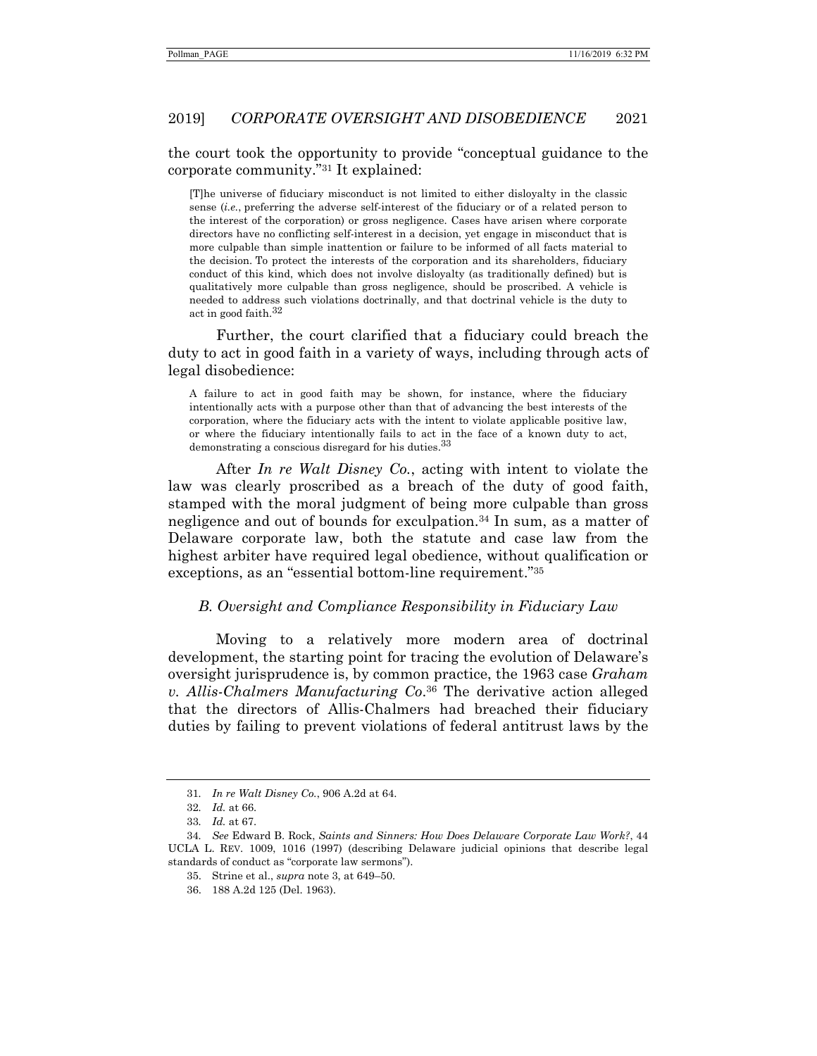the court took the opportunity to provide "conceptual guidance to the corporate community."[31] It explained:

> [T]he universe of fiduciary misconduct is not limited to either disloyalty in the classic sense (*i.e.*, preferring the adverse self-interest of the fiduciary or of a related person to the interest of the corporation) or gross negligence. Cases have arisen where corporate directors have no conflicting self-interest in a decision, yet engage in misconduct that is more culpable than simple inattention or failure to be informed of all facts material to the decision. To protect the interests of the corporation and its shareholders, fiduciary conduct of this kind, which does not involve disloyalty (as traditionally defined) but is qualitatively more culpable than gross negligence, should be proscribed. A vehicle is needed to address such violations doctrinally, and that doctrinal vehicle is the duty to act in good faith.[32]

Further, the court clarified that a fiduciary could breach the duty to act in good faith in a variety of ways, including through acts of legal disobedience:

> A failure to act in good faith may be shown, for instance, where the fiduciary intentionally acts with a purpose other than that of advancing the best interests of the corporation, where the fiduciary acts with the intent to violate applicable positive law, or where the fiduciary intentionally fails to act in the face of a known duty to act, demonstrating a conscious disregard for his duties.[33]

After *In re Walt Disney Co.*, acting with intent to violate the law was clearly proscribed as a breach of the duty of good faith, stamped with the moral judgment of being more culpable than gross negligence and out of bounds for exculpation.[34] In sum, as a matter of Delaware corporate law, both the statute and case law from the highest arbiter have required legal obedience, without qualification or exceptions, as an "essential bottom-line requirement."[35]

### *B. Oversight and Compliance Responsibility in Fiduciary Law*

Moving to a relatively more modern area of doctrinal development, the starting point for tracing the evolution of Delaware's oversight jurisprudence is, by common practice, the 1963 case *Graham v. Allis-Chalmers Manufacturing Co.*[36] The derivative action alleged that the directors of Allis-Chalmers had breached their fiduciary duties by failing to prevent violations of federal antitrust laws by the

---

31. *In re Walt Disney Co.*, 906 A.2d at 64.

32. *Id.* at 66.

33. *Id.* at 67.

34. *See* Edward B. Rock, *Saints and Sinners: How Does Delaware Corporate Law Work?*, 44 UCLA L. REV. 1009, 1016 (1997) (describing Delaware judicial opinions that describe legal standards of conduct as "corporate law sermons").

35. Strine et al., *supra* note 3, at 649–50.

36. 188 A.2d 125 (Del. 1963).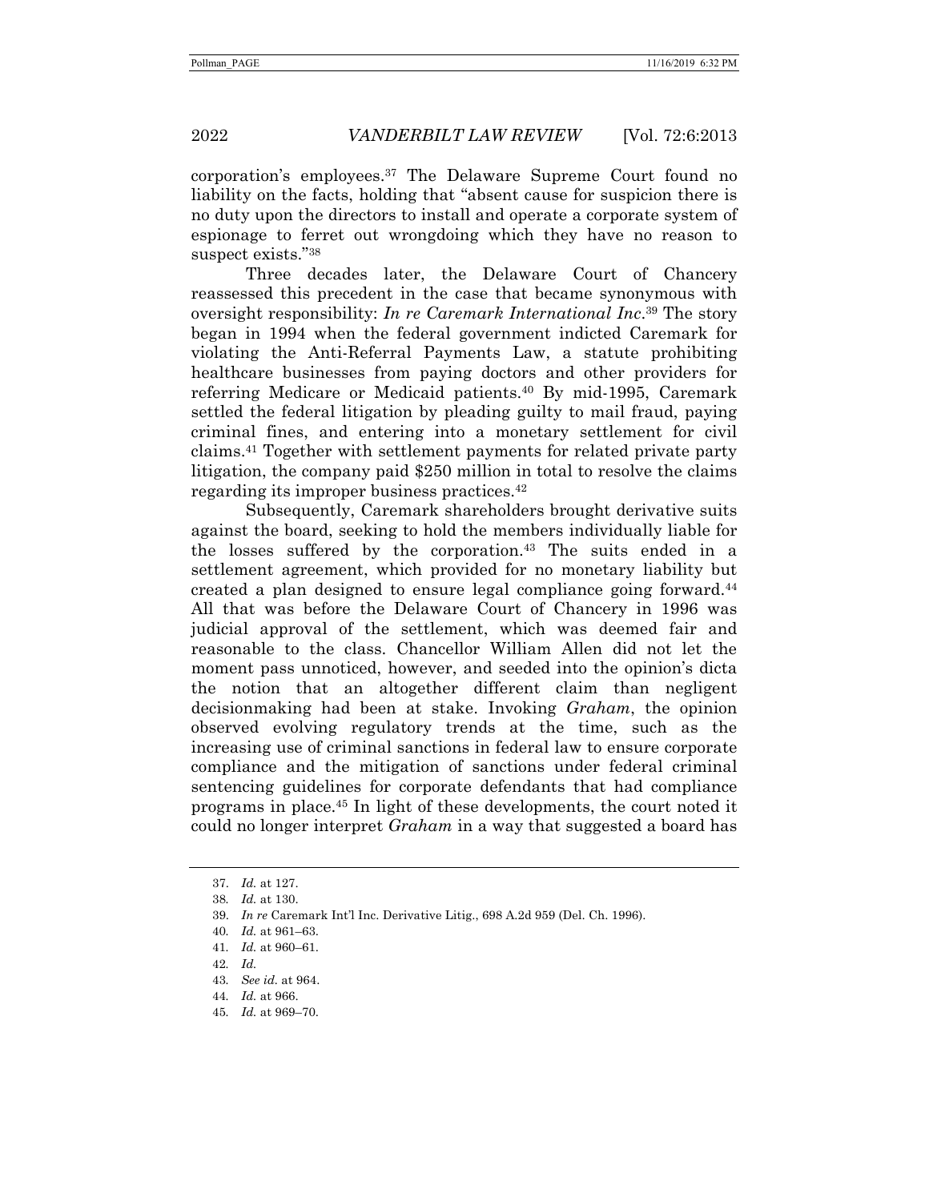corporation's employees.[37] The Delaware Supreme Court found no liability on the facts, holding that "absent cause for suspicion there is no duty upon the directors to install and operate a corporate system of espionage to ferret out wrongdoing which they have no reason to suspect exists."[38]

Three decades later, the Delaware Court of Chancery reassessed this precedent in the case that became synonymous with oversight responsibility: *In re Caremark International Inc*.[39] The story began in 1994 when the federal government indicted Caremark for violating the Anti-Referral Payments Law, a statute prohibiting healthcare businesses from paying doctors and other providers for referring Medicare or Medicaid patients.[40] By mid-1995, Caremark settled the federal litigation by pleading guilty to mail fraud, paying criminal fines, and entering into a monetary settlement for civil claims.[41] Together with settlement payments for related private party litigation, the company paid $250 million in total to resolve the claims regarding its improper business practices.[42]

Subsequently, Caremark shareholders brought derivative suits against the board, seeking to hold the members individually liable for the losses suffered by the corporation.[43] The suits ended in a settlement agreement, which provided for no monetary liability but created a plan designed to ensure legal compliance going forward.[44] All that was before the Delaware Court of Chancery in 1996 was judicial approval of the settlement, which was deemed fair and reasonable to the class. Chancellor William Allen did not let the moment pass unnoticed, however, and seeded into the opinion's dicta the notion that an altogether different claim than negligent decisionmaking had been at stake. Invoking *Graham*, the opinion observed evolving regulatory trends at the time, such as the increasing use of criminal sanctions in federal law to ensure corporate compliance and the mitigation of sanctions under federal criminal sentencing guidelines for corporate defendants that had compliance programs in place.[45] In light of these developments, the court noted it could no longer interpret *Graham* in a way that suggested a board has

37. *Id.* at 127.

38. *Id.* at 130.

39. *In re* Caremark Int'l Inc. Derivative Litig., 698 A.2d 959 (Del. Ch. 1996).

40. *Id.* at 961–63.

41. *Id.* at 960–61.

42. *Id.*

43. *See id.* at 964.

44. *Id.* at 966.

45. *Id.* at 969–70.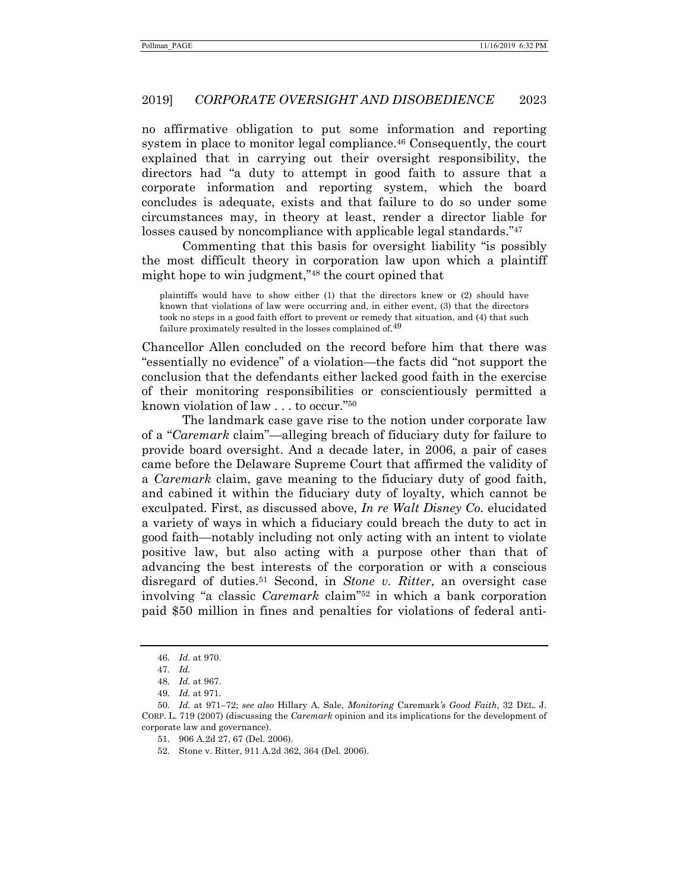no affirmative obligation to put some information and reporting system in place to monitor legal compliance.[46] Consequently, the court explained that in carrying out their oversight responsibility, the directors had "a duty to attempt in good faith to assure that a corporate information and reporting system, which the board concludes is adequate, exists and that failure to do so under some circumstances may, in theory at least, render a director liable for losses caused by noncompliance with applicable legal standards."[47]

Commenting that this basis for oversight liability "is possibly the most difficult theory in corporation law upon which a plaintiff might hope to win judgment,"[48] the court opined that

> plaintiffs would have to show either (1) that the directors knew or (2) should have known that violations of law were occurring and, in either event, (3) that the directors took no steps in a good faith effort to prevent or remedy that situation, and (4) that such failure proximately resulted in the losses complained of.[49]

Chancellor Allen concluded on the record before him that there was "essentially no evidence" of a violation—the facts did "not support the conclusion that the defendants either lacked good faith in the exercise of their monitoring responsibilities or conscientiously permitted a known violation of law . . . to occur."[50]

The landmark case gave rise to the notion under corporate law of a "*Caremark* claim"—alleging breach of fiduciary duty for failure to provide board oversight. And a decade later, in 2006, a pair of cases came before the Delaware Supreme Court that affirmed the validity of a *Caremark* claim, gave meaning to the fiduciary duty of good faith, and cabined it within the fiduciary duty of loyalty, which cannot be exculpated. First, as discussed above, *In re Walt Disney Co.* elucidated a variety of ways in which a fiduciary could breach the duty to act in good faith—notably including not only acting with an intent to violate positive law, but also acting with a purpose other than that of advancing the best interests of the corporation or with a conscious disregard of duties.[51] Second, in *Stone v. Ritter*, an oversight case involving "a classic *Caremark* claim"[52] in which a bank corporation paid $50 million in fines and penalties for violations of federal anti-

---

46. *Id.* at 970.

47. *Id.*

48. *Id.* at 967.

49. *Id.* at 971.

50. *Id.* at 971–72; *see also* Hillary A. Sale, *Monitoring* Caremark*'s Good Faith*, 32 DEL. J. CORP. L. 719 (2007) (discussing the *Caremark* opinion and its implications for the development of corporate law and governance).

51. 906 A.2d 27, 67 (Del. 2006).

52. Stone v. Ritter, 911 A.2d 362, 364 (Del. 2006).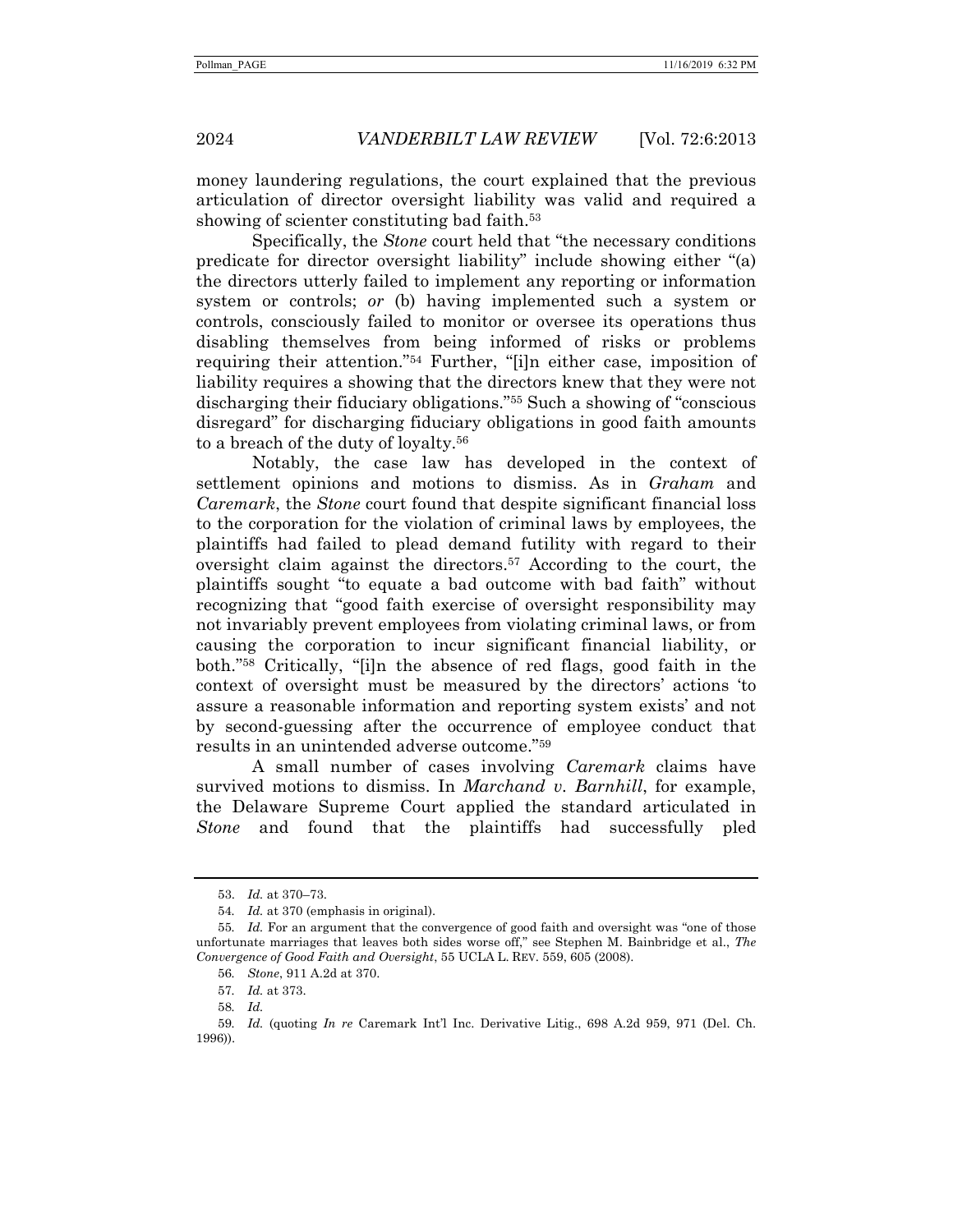money laundering regulations, the court explained that the previous articulation of director oversight liability was valid and required a showing of scienter constituting bad faith.[53]

Specifically, the *Stone* court held that "the necessary conditions predicate for director oversight liability" include showing either "(a) the directors utterly failed to implement any reporting or information system or controls; *or* (b) having implemented such a system or controls, consciously failed to monitor or oversee its operations thus disabling themselves from being informed of risks or problems requiring their attention."[54] Further, "[i]n either case, imposition of liability requires a showing that the directors knew that they were not discharging their fiduciary obligations."[55] Such a showing of "conscious disregard" for discharging fiduciary obligations in good faith amounts to a breach of the duty of loyalty.[56]

Notably, the case law has developed in the context of settlement opinions and motions to dismiss. As in *Graham* and *Caremark*, the *Stone* court found that despite significant financial loss to the corporation for the violation of criminal laws by employees, the plaintiffs had failed to plead demand futility with regard to their oversight claim against the directors.[57] According to the court, the plaintiffs sought "to equate a bad outcome with bad faith" without recognizing that "good faith exercise of oversight responsibility may not invariably prevent employees from violating criminal laws, or from causing the corporation to incur significant financial liability, or both."[58] Critically, "[i]n the absence of red flags, good faith in the context of oversight must be measured by the directors' actions 'to assure a reasonable information and reporting system exists' and not by second-guessing after the occurrence of employee conduct that results in an unintended adverse outcome."[59]

A small number of cases involving *Caremark* claims have survived motions to dismiss. In *Marchand v. Barnhill*, for example, the Delaware Supreme Court applied the standard articulated in *Stone* and found that the plaintiffs had successfully pled

---

53. *Id.* at 370–73.

54. *Id.* at 370 (emphasis in original).

55. *Id.* For an argument that the convergence of good faith and oversight was "one of those unfortunate marriages that leaves both sides worse off," see Stephen M. Bainbridge et al., *The Convergence of Good Faith and Oversight*, 55 UCLA L. REV. 559, 605 (2008).

56. *Stone*, 911 A.2d at 370.

57. *Id.* at 373.

58. *Id.*

59. *Id.* (quoting *In re* Caremark Int'l Inc. Derivative Litig., 698 A.2d 959, 971 (Del. Ch. 1996)).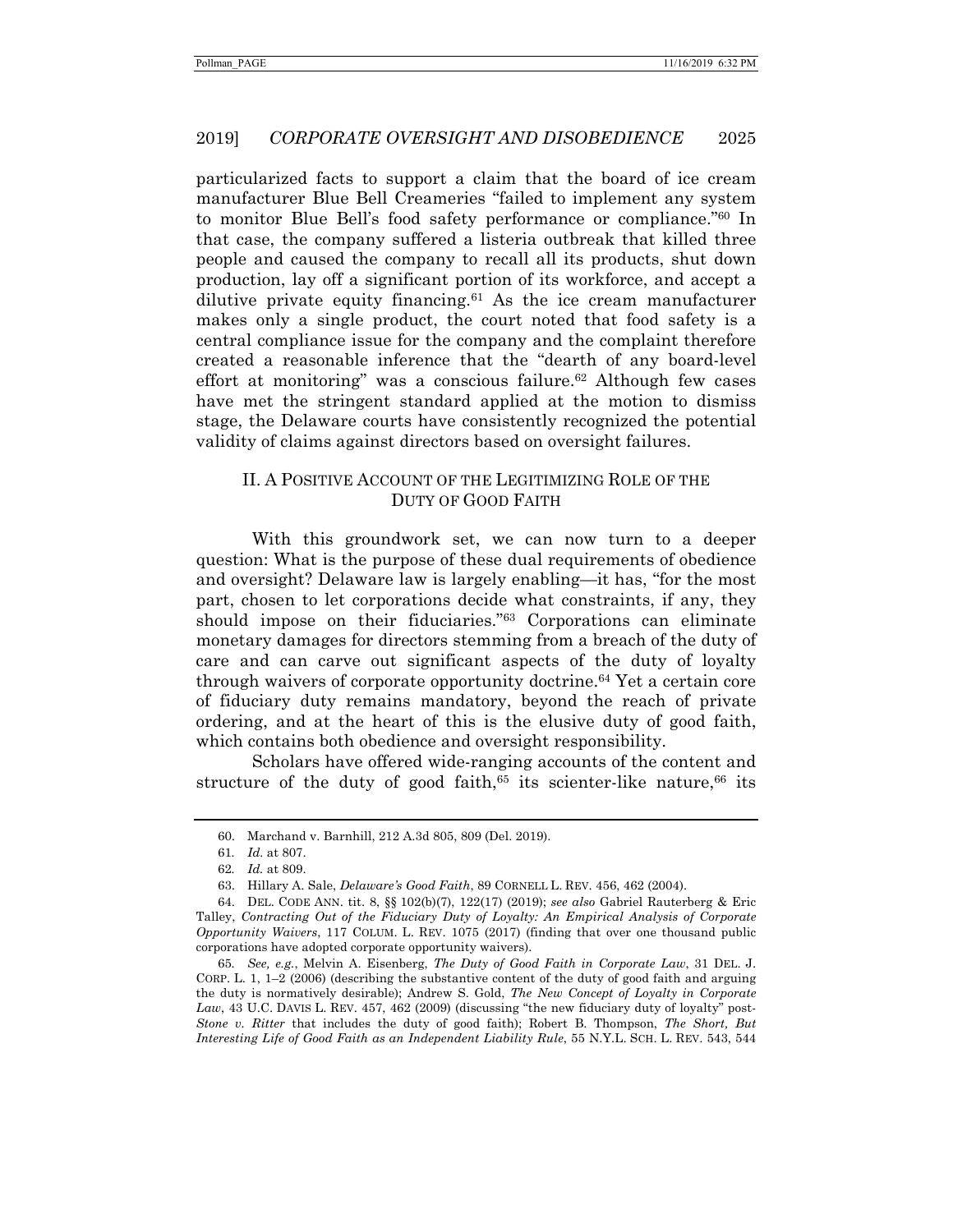particularized facts to support a claim that the board of ice cream manufacturer Blue Bell Creameries "failed to implement any system to monitor Blue Bell's food safety performance or compliance."[60] In that case, the company suffered a listeria outbreak that killed three people and caused the company to recall all its products, shut down production, lay off a significant portion of its workforce, and accept a dilutive private equity financing.[61] As the ice cream manufacturer makes only a single product, the court noted that food safety is a central compliance issue for the company and the complaint therefore created a reasonable inference that the "dearth of any board-level effort at monitoring" was a conscious failure.[62] Although few cases have met the stringent standard applied at the motion to dismiss stage, the Delaware courts have consistently recognized the potential validity of claims against directors based on oversight failures.

## II. A POSITIVE ACCOUNT OF THE LEGITIMIZING ROLE OF THE DUTY OF GOOD FAITH

With this groundwork set, we can now turn to a deeper question: What is the purpose of these dual requirements of obedience and oversight? Delaware law is largely enabling—it has, "for the most part, chosen to let corporations decide what constraints, if any, they should impose on their fiduciaries."[63] Corporations can eliminate monetary damages for directors stemming from a breach of the duty of care and can carve out significant aspects of the duty of loyalty through waivers of corporate opportunity doctrine.[64] Yet a certain core of fiduciary duty remains mandatory, beyond the reach of private ordering, and at the heart of this is the elusive duty of good faith, which contains both obedience and oversight responsibility.

Scholars have offered wide-ranging accounts of the content and structure of the duty of good faith,[65] its scienter-like nature,[66] its

---

60. Marchand v. Barnhill, 212 A.3d 805, 809 (Del. 2019).

61. *Id.* at 807.

62. *Id.* at 809.

63. Hillary A. Sale, *Delaware's Good Faith*, 89 CORNELL L. REV. 456, 462 (2004).

64. DEL. CODE ANN. tit. 8, §§ 102(b)(7), 122(17) (2019); *see also* Gabriel Rauterberg & Eric Talley, *Contracting Out of the Fiduciary Duty of Loyalty: An Empirical Analysis of Corporate Opportunity Waivers*, 117 COLUM. L. REV. 1075 (2017) (finding that over one thousand public corporations have adopted corporate opportunity waivers).

65. *See, e.g.*, Melvin A. Eisenberg, *The Duty of Good Faith in Corporate Law*, 31 DEL. J. CORP. L. 1, 1–2 (2006) (describing the substantive content of the duty of good faith and arguing the duty is normatively desirable); Andrew S. Gold, *The New Concept of Loyalty in Corporate Law*, 43 U.C. DAVIS L. REV. 457, 462 (2009) (discussing "the new fiduciary duty of loyalty" post-*Stone v. Ritter* that includes the duty of good faith); Robert B. Thompson, *The Short, But Interesting Life of Good Faith as an Independent Liability Rule*, 55 N.Y.L. SCH. L. REV. 543, 544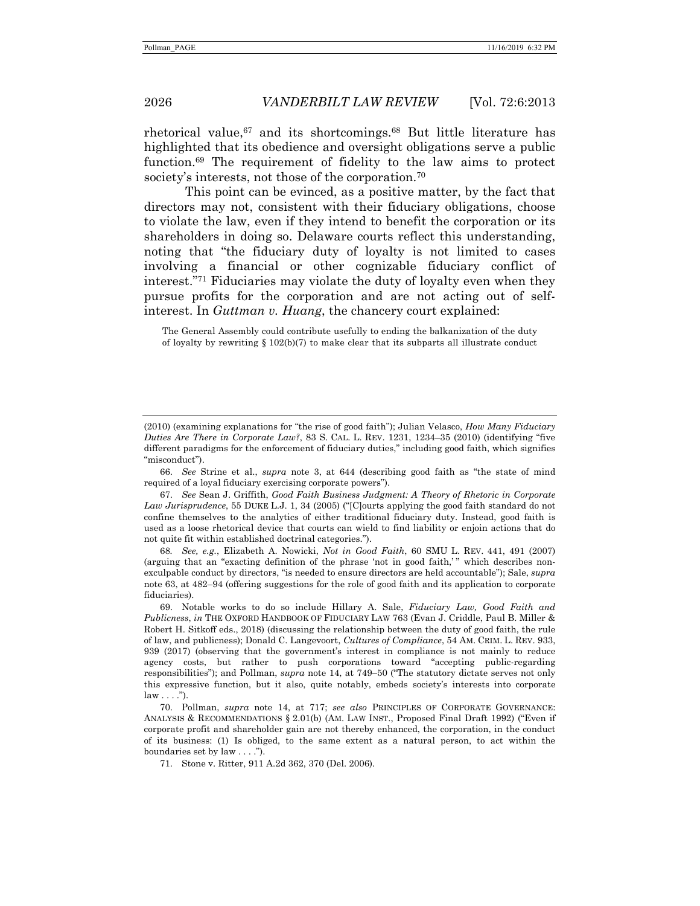rhetorical value,[67] and its shortcomings.[68] But little literature has highlighted that its obedience and oversight obligations serve a public function.[69] The requirement of fidelity to the law aims to protect society's interests, not those of the corporation.[70]

This point can be evinced, as a positive matter, by the fact that directors may not, consistent with their fiduciary obligations, choose to violate the law, even if they intend to benefit the corporation or its shareholders in doing so. Delaware courts reflect this understanding, noting that "the fiduciary duty of loyalty is not limited to cases involving a financial or other cognizable fiduciary conflict of interest."[71] Fiduciaries may violate the duty of loyalty even when they pursue profits for the corporation and are not acting out of self-interest. In *Guttman v. Huang*, the chancery court explained:

> The General Assembly could contribute usefully to ending the balkanization of the duty of loyalty by rewriting § 102(b)(7) to make clear that its subparts all illustrate conduct

---

(2010) (examining explanations for "the rise of good faith"); Julian Velasco, *How Many Fiduciary Duties Are There in Corporate Law?*, 83 S. CAL. L. REV. 1231, 1234–35 (2010) (identifying "five different paradigms for the enforcement of fiduciary duties," including good faith, which signifies "misconduct").

66. *See* Strine et al., *supra* note 3, at 644 (describing good faith as "the state of mind required of a loyal fiduciary exercising corporate powers").

67. *See* Sean J. Griffith, *Good Faith Business Judgment: A Theory of Rhetoric in Corporate Law Jurisprudence*, 55 DUKE L.J. 1, 34 (2005) ("[C]ourts applying the good faith standard do not confine themselves to the analytics of either traditional fiduciary duty. Instead, good faith is used as a loose rhetorical device that courts can wield to find liability or enjoin actions that do not quite fit within established doctrinal categories.").

68. *See, e.g.*, Elizabeth A. Nowicki, *Not in Good Faith*, 60 SMU L. REV. 441, 491 (2007) (arguing that an "exacting definition of the phrase 'not in good faith,' " which describes non-exculpable conduct by directors, "is needed to ensure directors are held accountable"); Sale, *supra* note 63, at 482–94 (offering suggestions for the role of good faith and its application to corporate fiduciaries).

69. Notable works to do so include Hillary A. Sale, *Fiduciary Law, Good Faith and Publicness*, *in* THE OXFORD HANDBOOK OF FIDUCIARY LAW 763 (Evan J. Criddle, Paul B. Miller & Robert H. Sitkoff eds., 2018) (discussing the relationship between the duty of good faith, the rule of law, and publicness); Donald C. Langevoort, *Cultures of Compliance*, 54 AM. CRIM. L. REV. 933, 939 (2017) (observing that the government's interest in compliance is not mainly to reduce agency costs, but rather to push corporations toward "accepting public-regarding responsibilities"); and Pollman, *supra* note 14, at 749–50 ("The statutory dictate serves not only this expressive function, but it also, quite notably, embeds society's interests into corporate law . . . .").

70. Pollman, *supra* note 14, at 717; *see also* PRINCIPLES OF CORPORATE GOVERNANCE: ANALYSIS & RECOMMENDATIONS § 2.01(b) (AM. LAW INST., Proposed Final Draft 1992) ("Even if corporate profit and shareholder gain are not thereby enhanced, the corporation, in the conduct of its business: (1) Is obliged, to the same extent as a natural person, to act within the boundaries set by law . . . .").

71. Stone v. Ritter, 911 A.2d 362, 370 (Del. 2006).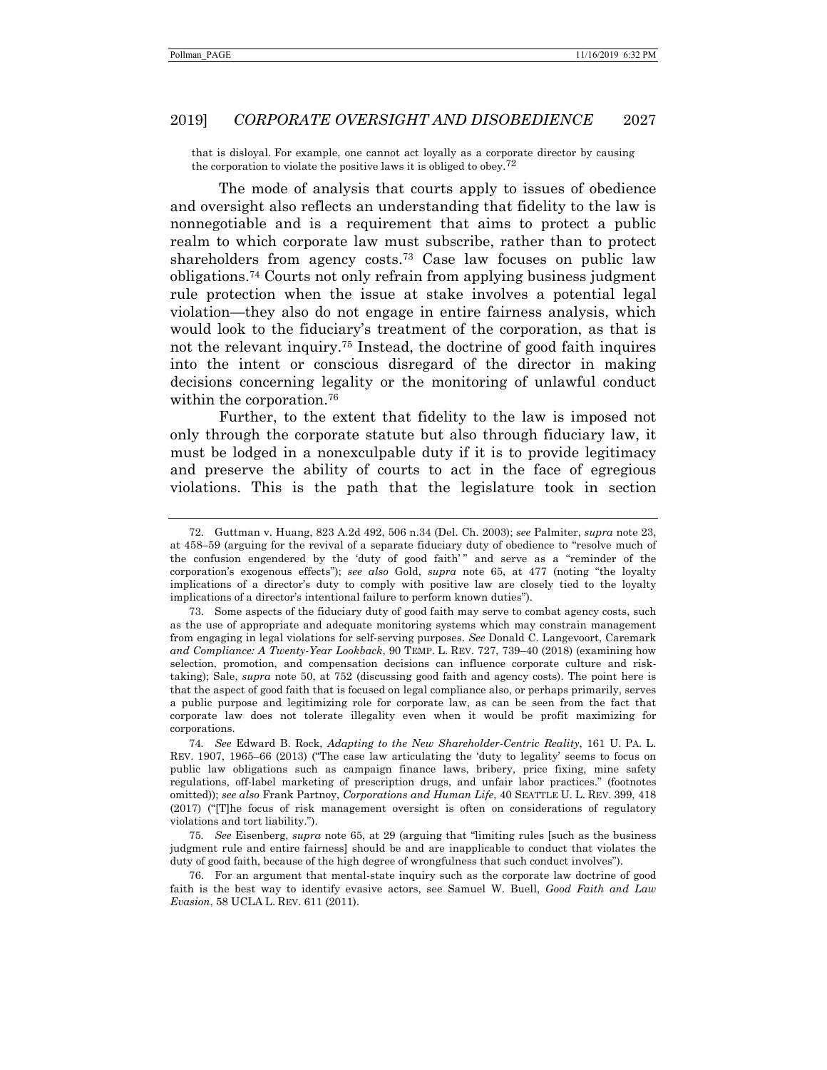that is disloyal. For example, one cannot act loyally as a corporate director by causing the corporation to violate the positive laws it is obliged to obey.[72]

The mode of analysis that courts apply to issues of obedience and oversight also reflects an understanding that fidelity to the law is nonnegotiable and is a requirement that aims to protect a public realm to which corporate law must subscribe, rather than to protect shareholders from agency costs.[73] Case law focuses on public law obligations.[74] Courts not only refrain from applying business judgment rule protection when the issue at stake involves a potential legal violation—they also do not engage in entire fairness analysis, which would look to the fiduciary's treatment of the corporation, as that is not the relevant inquiry.[75] Instead, the doctrine of good faith inquires into the intent or conscious disregard of the director in making decisions concerning legality or the monitoring of unlawful conduct within the corporation.[76]

Further, to the extent that fidelity to the law is imposed not only through the corporate statute but also through fiduciary law, it must be lodged in a nonexculpable duty if it is to provide legitimacy and preserve the ability of courts to act in the face of egregious violations. This is the path that the legislature took in section

---

72. Guttman v. Huang, 823 A.2d 492, 506 n.34 (Del. Ch. 2003); *see* Palmiter, *supra* note 23, at 458–59 (arguing for the revival of a separate fiduciary duty of obedience to "resolve much of the confusion engendered by the 'duty of good faith'" and serve as a "reminder of the corporation's exogenous effects"); *see also* Gold, *supra* note 65, at 477 (noting "the loyalty implications of a director's duty to comply with positive law are closely tied to the loyalty implications of a director's intentional failure to perform known duties").

73. Some aspects of the fiduciary duty of good faith may serve to combat agency costs, such as the use of appropriate and adequate monitoring systems which may constrain management from engaging in legal violations for self-serving purposes. *See* Donald C. Langevoort, Caremark *and Compliance: A Twenty-Year Lookback*, 90 TEMP. L. REV. 727, 739–40 (2018) (examining how selection, promotion, and compensation decisions can influence corporate culture and risk-taking); Sale, *supra* note 50, at 752 (discussing good faith and agency costs). The point here is that the aspect of good faith that is focused on legal compliance also, or perhaps primarily, serves a public purpose and legitimizing role for corporate law, as can be seen from the fact that corporate law does not tolerate illegality even when it would be profit maximizing for corporations.

74. *See* Edward B. Rock, *Adapting to the New Shareholder-Centric Reality*, 161 U. PA. L. REV. 1907, 1965–66 (2013) ("The case law articulating the 'duty to legality' seems to focus on public law obligations such as campaign finance laws, bribery, price fixing, mine safety regulations, off-label marketing of prescription drugs, and unfair labor practices." (footnotes omitted)); *see also* Frank Partnoy, *Corporations and Human Life*, 40 SEATTLE U. L. REV. 399, 418 (2017) ("[T]he focus of risk management oversight is often on considerations of regulatory violations and tort liability.").

75. *See* Eisenberg, *supra* note 65, at 29 (arguing that "limiting rules [such as the business judgment rule and entire fairness] should be and are inapplicable to conduct that violates the duty of good faith, because of the high degree of wrongfulness that such conduct involves").

76. For an argument that mental-state inquiry such as the corporate law doctrine of good faith is the best way to identify evasive actors, see Samuel W. Buell, *Good Faith and Law Evasion*, 58 UCLA L. REV. 611 (2011).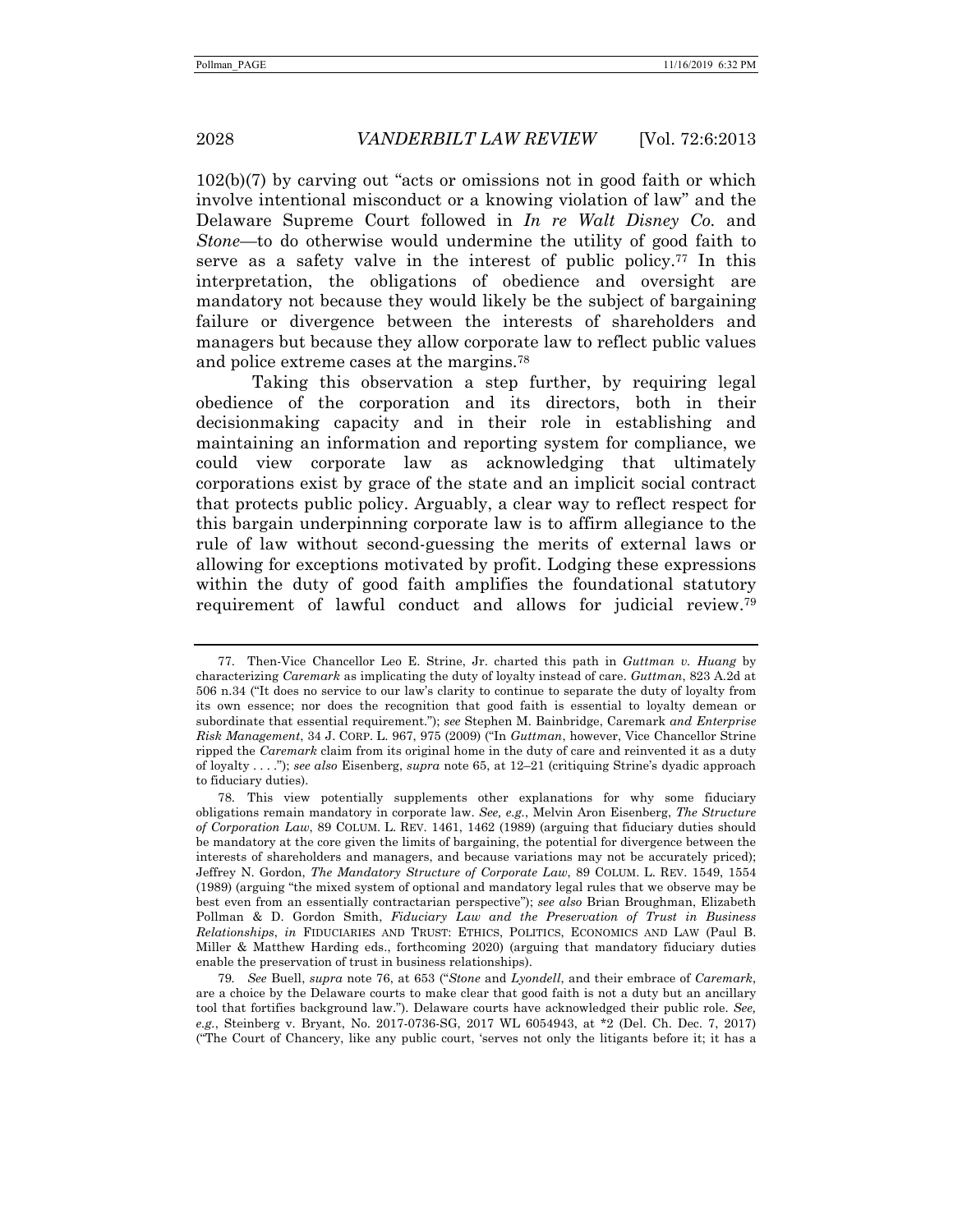102(b)(7) by carving out "acts or omissions not in good faith or which involve intentional misconduct or a knowing violation of law" and the Delaware Supreme Court followed in *In re Walt Disney Co.* and *Stone*—to do otherwise would undermine the utility of good faith to serve as a safety valve in the interest of public policy.[77] In this interpretation, the obligations of obedience and oversight are mandatory not because they would likely be the subject of bargaining failure or divergence between the interests of shareholders and managers but because they allow corporate law to reflect public values and police extreme cases at the margins.[78]

Taking this observation a step further, by requiring legal obedience of the corporation and its directors, both in their decisionmaking capacity and in their role in establishing and maintaining an information and reporting system for compliance, we could view corporate law as acknowledging that ultimately corporations exist by grace of the state and an implicit social contract that protects public policy. Arguably, a clear way to reflect respect for this bargain underpinning corporate law is to affirm allegiance to the rule of law without second-guessing the merits of external laws or allowing for exceptions motivated by profit. Lodging these expressions within the duty of good faith amplifies the foundational statutory requirement of lawful conduct and allows for judicial review.[79]

---

77. Then-Vice Chancellor Leo E. Strine, Jr. charted this path in *Guttman v. Huang* by characterizing *Caremark* as implicating the duty of loyalty instead of care. *Guttman*, 823 A.2d at 506 n.34 ("It does no service to our law's clarity to continue to separate the duty of loyalty from its own essence; nor does the recognition that good faith is essential to loyalty demean or subordinate that essential requirement."); *see* Stephen M. Bainbridge, Caremark *and Enterprise Risk Management*, 34 J. CORP. L. 967, 975 (2009) ("In *Guttman*, however, Vice Chancellor Strine ripped the *Caremark* claim from its original home in the duty of care and reinvented it as a duty of loyalty . . . ."); *see also* Eisenberg, *supra* note 65, at 12–21 (critiquing Strine's dyadic approach to fiduciary duties).

78. This view potentially supplements other explanations for why some fiduciary obligations remain mandatory in corporate law. *See, e.g.*, Melvin Aron Eisenberg, *The Structure of Corporation Law*, 89 COLUM. L. REV. 1461, 1462 (1989) (arguing that fiduciary duties should be mandatory at the core given the limits of bargaining, the potential for divergence between the interests of shareholders and managers, and because variations may not be accurately priced); Jeffrey N. Gordon, *The Mandatory Structure of Corporate Law*, 89 COLUM. L. REV. 1549, 1554 (1989) (arguing "the mixed system of optional and mandatory legal rules that we observe may be best even from an essentially contractarian perspective"); *see also* Brian Broughman, Elizabeth Pollman & D. Gordon Smith, *Fiduciary Law and the Preservation of Trust in Business Relationships*, *in* FIDUCIARIES AND TRUST: ETHICS, POLITICS, ECONOMICS AND LAW (Paul B. Miller & Matthew Harding eds., forthcoming 2020) (arguing that mandatory fiduciary duties enable the preservation of trust in business relationships).

79. *See* Buell, *supra* note 76, at 653 ("*Stone* and *Lyondell*, and their embrace of *Caremark*, are a choice by the Delaware courts to make clear that good faith is not a duty but an ancillary tool that fortifies background law."). Delaware courts have acknowledged their public role. *See, e.g.*, Steinberg v. Bryant, No. 2017-0736-SG, 2017 WL 6054943, at *2 (Del. Ch. Dec. 7, 2017) ("The Court of Chancery, like any public court, 'serves not only the litigants before it; it has a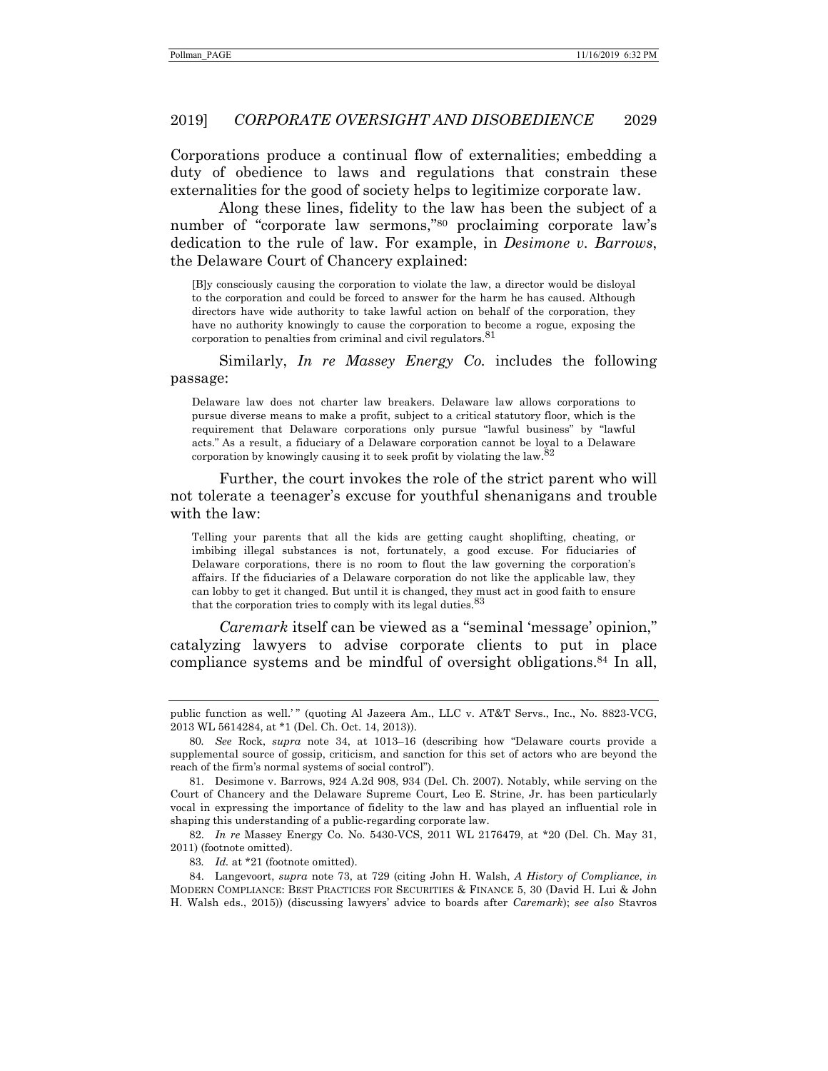Corporations produce a continual flow of externalities; embedding a duty of obedience to laws and regulations that constrain these externalities for the good of society helps to legitimize corporate law.

Along these lines, fidelity to the law has been the subject of a number of "corporate law sermons,"[80] proclaiming corporate law's dedication to the rule of law. For example, in *Desimone v. Barrows*, the Delaware Court of Chancery explained:

> [B]y consciously causing the corporation to violate the law, a director would be disloyal to the corporation and could be forced to answer for the harm he has caused. Although directors have wide authority to take lawful action on behalf of the corporation, they have no authority knowingly to cause the corporation to become a rogue, exposing the corporation to penalties from criminal and civil regulators.[81]

Similarly, *In re Massey Energy Co.* includes the following passage:

> Delaware law does not charter law breakers. Delaware law allows corporations to pursue diverse means to make a profit, subject to a critical statutory floor, which is the requirement that Delaware corporations only pursue "lawful business" by "lawful acts." As a result, a fiduciary of a Delaware corporation cannot be loyal to a Delaware corporation by knowingly causing it to seek profit by violating the law.[82]

Further, the court invokes the role of the strict parent who will not tolerate a teenager's excuse for youthful shenanigans and trouble with the law:

> Telling your parents that all the kids are getting caught shoplifting, cheating, or imbibing illegal substances is not, fortunately, a good excuse. For fiduciaries of Delaware corporations, there is no room to flout the law governing the corporation's affairs. If the fiduciaries of a Delaware corporation do not like the applicable law, they can lobby to get it changed. But until it is changed, they must act in good faith to ensure that the corporation tries to comply with its legal duties.[83]

*Caremark* itself can be viewed as a "seminal 'message' opinion," catalyzing lawyers to advise corporate clients to put in place compliance systems and be mindful of oversight obligations.[84] In all,

---

public function as well.'" (quoting Al Jazeera Am., LLC v. AT&T Servs., Inc., No. 8823-VCG, 2013 WL 5614284, at *1 (Del. Ch. Oct. 14, 2013)).

80. *See* Rock, *supra* note 34, at 1013–16 (describing how "Delaware courts provide a supplemental source of gossip, criticism, and sanction for this set of actors who are beyond the reach of the firm's normal systems of social control").

81. Desimone v. Barrows, 924 A.2d 908, 934 (Del. Ch. 2007). Notably, while serving on the Court of Chancery and the Delaware Supreme Court, Leo E. Strine, Jr. has been particularly vocal in expressing the importance of fidelity to the law and has played an influential role in shaping this understanding of a public-regarding corporate law.

82. *In re* Massey Energy Co. No. 5430-VCS, 2011 WL 2176479, at *20 (Del. Ch. May 31, 2011) (footnote omitted).

83. *Id.* at *21 (footnote omitted).

84. Langevoort, *supra* note 73, at 729 (citing John H. Walsh, *A History of Compliance*, *in* MODERN COMPLIANCE: BEST PRACTICES FOR SECURITIES & FINANCE 5, 30 (David H. Lui & John H. Walsh eds., 2015)) (discussing lawyers' advice to boards after *Caremark*); *see also* Stavros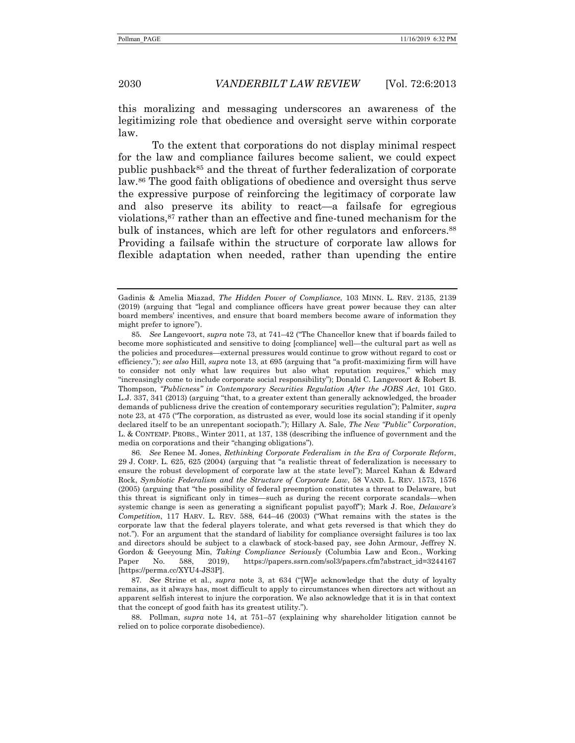this moralizing and messaging underscores an awareness of the legitimizing role that obedience and oversight serve within corporate law.

To the extent that corporations do not display minimal respect for the law and compliance failures become salient, we could expect public pushback[85] and the threat of further federalization of corporate law.[86] The good faith obligations of obedience and oversight thus serve the expressive purpose of reinforcing the legitimacy of corporate law and also preserve its ability to react—a failsafe for egregious violations,[87] rather than an effective and fine-tuned mechanism for the bulk of instances, which are left for other regulators and enforcers.[88] Providing a failsafe within the structure of corporate law allows for flexible adaptation when needed, rather than upending the entire

---

Gadinis & Amelia Miazad, *The Hidden Power of Compliance*, 103 MINN. L. REV. 2135, 2139 (2019) (arguing that "legal and compliance officers have great power because they can alter board members' incentives, and ensure that board members become aware of information they might prefer to ignore").

85. *See* Langevoort, *supra* note 73, at 741–42 ("The Chancellor knew that if boards failed to become more sophisticated and sensitive to doing [compliance] well—the cultural part as well as the policies and procedures—external pressures would continue to grow without regard to cost or efficiency."); *see also* Hill, *supra* note 13, at 695 (arguing that "a profit-maximizing firm will have to consider not only what law requires but also what reputation requires," which may "increasingly come to include corporate social responsibility"); Donald C. Langevoort & Robert B. Thompson, *"Publicness" in Contemporary Securities Regulation After the JOBS Act*, 101 GEO. L.J. 337, 341 (2013) (arguing "that, to a greater extent than generally acknowledged, the broader demands of publicness drive the creation of contemporary securities regulation"); Palmiter, *supra* note 23, at 475 ("The corporation, as distrusted as ever, would lose its social standing if it openly declared itself to be an unrepentant sociopath."); Hillary A. Sale, *The New "Public" Corporation*, L. & CONTEMP. PROBS., Winter 2011, at 137, 138 (describing the influence of government and the media on corporations and their "changing obligations").

86. *See* Renee M. Jones, *Rethinking Corporate Federalism in the Era of Corporate Reform*, 29 J. CORP. L. 625, 625 (2004) (arguing that "a realistic threat of federalization is necessary to ensure the robust development of corporate law at the state level"); Marcel Kahan & Edward Rock, *Symbiotic Federalism and the Structure of Corporate Law*, 58 VAND. L. REV. 1573, 1576 (2005) (arguing that "the possibility of federal preemption constitutes a threat to Delaware, but this threat is significant only in times—such as during the recent corporate scandals—when systemic change is seen as generating a significant populist payoff"); Mark J. Roe, *Delaware's Competition*, 117 HARV. L. REV. 588, 644–46 (2003) ("What remains with the states is the corporate law that the federal players tolerate, and what gets reversed is that which they do not."). For an argument that the standard of liability for compliance oversight failures is too lax and directors should be subject to a clawback of stock-based pay, see John Armour, Jeffrey N. Gordon & Geeyoung Min, *Taking Compliance Seriously* (Columbia Law and Econ., Working Paper No. 588, 2019), https://papers.ssrn.com/sol3/papers.cfm?abstract_id=3244167 [https://perma.cc/XYU4-JS3P].

87. *See* Strine et al., *supra* note 3, at 634 ("[W]e acknowledge that the duty of loyalty remains, as it always has, most difficult to apply to circumstances when directors act without an apparent selfish interest to injure the corporation. We also acknowledge that it is in that context that the concept of good faith has its greatest utility.").

88. Pollman, *supra* note 14, at 751–57 (explaining why shareholder litigation cannot be relied on to police corporate disobedience).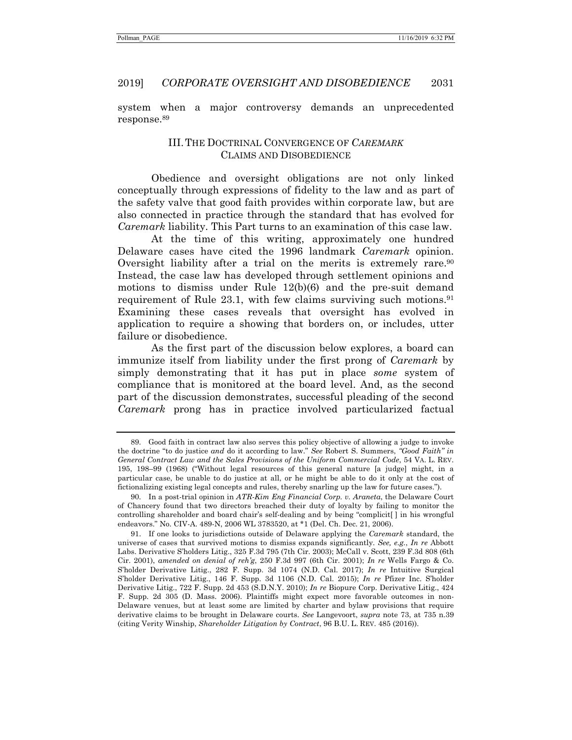system when a major controversy demands an unprecedented response.[89]

## III. THE DOCTRINAL CONVERGENCE OF *CAREMARK* CLAIMS AND DISOBEDIENCE

Obedience and oversight obligations are not only linked conceptually through expressions of fidelity to the law and as part of the safety valve that good faith provides within corporate law, but are also connected in practice through the standard that has evolved for *Caremark* liability. This Part turns to an examination of this case law.

At the time of this writing, approximately one hundred Delaware cases have cited the 1996 landmark *Caremark* opinion. Oversight liability after a trial on the merits is extremely rare.[90] Instead, the case law has developed through settlement opinions and motions to dismiss under Rule 12(b)(6) and the pre-suit demand requirement of Rule 23.1, with few claims surviving such motions.[91] Examining these cases reveals that oversight has evolved in application to require a showing that borders on, or includes, utter failure or disobedience.

As the first part of the discussion below explores, a board can immunize itself from liability under the first prong of *Caremark* by simply demonstrating that it has put in place *some* system of compliance that is monitored at the board level. And, as the second part of the discussion demonstrates, successful pleading of the second *Caremark* prong has in practice involved particularized factual

---

89. Good faith in contract law also serves this policy objective of allowing a judge to invoke the doctrine "to do justice *and* do it according to law." *See* Robert S. Summers, *"Good Faith" in General Contract Law and the Sales Provisions of the Uniform Commercial Code*, 54 VA. L. REV. 195, 198–99 (1968) ("Without legal resources of this general nature [a judge] might, in a particular case, be unable to do justice at all, or he might be able to do it only at the cost of fictionalizing existing legal concepts and rules, thereby snarling up the law for future cases.").

90. In a post-trial opinion in *ATR-Kim Eng Financial Corp. v. Araneta*, the Delaware Court of Chancery found that two directors breached their duty of loyalty by failing to monitor the controlling shareholder and board chair's self-dealing and by being "complicit[ ] in his wrongful endeavors." No. CIV-A. 489-N, 2006 WL 3783520, at *1 (Del. Ch. Dec. 21, 2006).

91. If one looks to jurisdictions outside of Delaware applying the *Caremark* standard, the universe of cases that survived motions to dismiss expands significantly. *See, e.g.*, *In re* Abbott Labs. Derivative S'holders Litig., 325 F.3d 795 (7th Cir. 2003); McCall v. Scott, 239 F.3d 808 (6th Cir. 2001), *amended on denial of reh'g*, 250 F.3d 997 (6th Cir. 2001); *In re* Wells Fargo & Co. S'holder Derivative Litig., 282 F. Supp. 3d 1074 (N.D. Cal. 2017); *In re* Intuitive Surgical S'holder Derivative Litig., 146 F. Supp. 3d 1106 (N.D. Cal. 2015); *In re* Pfizer Inc. S'holder Derivative Litig., 722 F. Supp. 2d 453 (S.D.N.Y. 2010); *In re* Biopure Corp. Derivative Litig., 424 F. Supp. 2d 305 (D. Mass. 2006). Plaintiffs might expect more favorable outcomes in non-Delaware venues, but at least some are limited by charter and bylaw provisions that require derivative claims to be brought in Delaware courts. *See* Langevoort, *supra* note 73, at 735 n.39 (citing Verity Winship, *Shareholder Litigation by Contract*, 96 B.U. L. REV. 485 (2016)).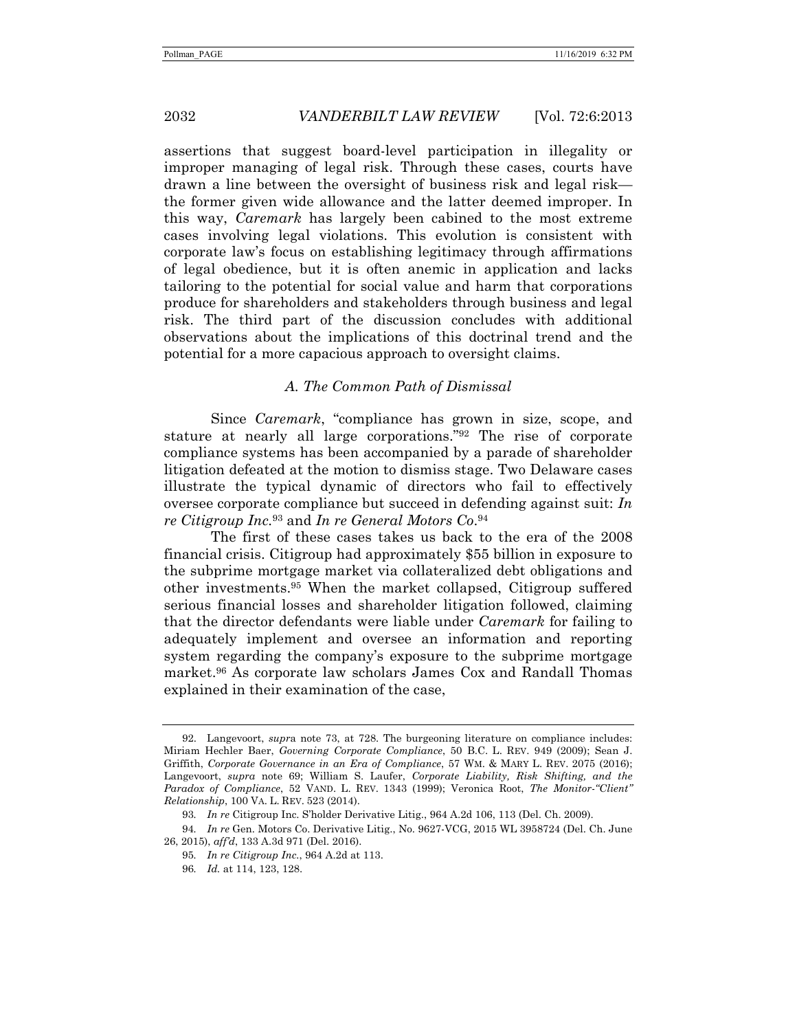assertions that suggest board-level participation in illegality or improper managing of legal risk. Through these cases, courts have drawn a line between the oversight of business risk and legal risk—the former given wide allowance and the latter deemed improper. In this way, *Caremark* has largely been cabined to the most extreme cases involving legal violations. This evolution is consistent with corporate law's focus on establishing legitimacy through affirmations of legal obedience, but it is often anemic in application and lacks tailoring to the potential for social value and harm that corporations produce for shareholders and stakeholders through business and legal risk. The third part of the discussion concludes with additional observations about the implications of this doctrinal trend and the potential for a more capacious approach to oversight claims.

### *A. The Common Path of Dismissal*

Since *Caremark*, "compliance has grown in size, scope, and stature at nearly all large corporations."[92] The rise of corporate compliance systems has been accompanied by a parade of shareholder litigation defeated at the motion to dismiss stage. Two Delaware cases illustrate the typical dynamic of directors who fail to effectively oversee corporate compliance but succeed in defending against suit: *In re Citigroup Inc.*[93] and *In re General Motors Co.*[94]

The first of these cases takes us back to the era of the 2008 financial crisis. Citigroup had approximately $55 billion in exposure to the subprime mortgage market via collateralized debt obligations and other investments.[95] When the market collapsed, Citigroup suffered serious financial losses and shareholder litigation followed, claiming that the director defendants were liable under *Caremark* for failing to adequately implement and oversee an information and reporting system regarding the company's exposure to the subprime mortgage market.[96] As corporate law scholars James Cox and Randall Thomas explained in their examination of the case,

---

92. Langevoort, *supra* note 73, at 728. The burgeoning literature on compliance includes: Miriam Hechler Baer, *Governing Corporate Compliance*, 50 B.C. L. REV. 949 (2009); Sean J. Griffith, *Corporate Governance in an Era of Compliance*, 57 WM. & MARY L. REV. 2075 (2016); Langevoort, *supra* note 69; William S. Laufer, *Corporate Liability, Risk Shifting, and the Paradox of Compliance*, 52 VAND. L. REV. 1343 (1999); Veronica Root, *The Monitor-"Client" Relationship*, 100 VA. L. REV. 523 (2014).

93. *In re* Citigroup Inc. S'holder Derivative Litig., 964 A.2d 106, 113 (Del. Ch. 2009).

94. *In re* Gen. Motors Co. Derivative Litig., No. 9627-VCG, 2015 WL 3958724 (Del. Ch. June 26, 2015), *aff'd*, 133 A.3d 971 (Del. 2016).

95. *In re Citigroup Inc.*, 964 A.2d at 113.

96. *Id.* at 114, 123, 128.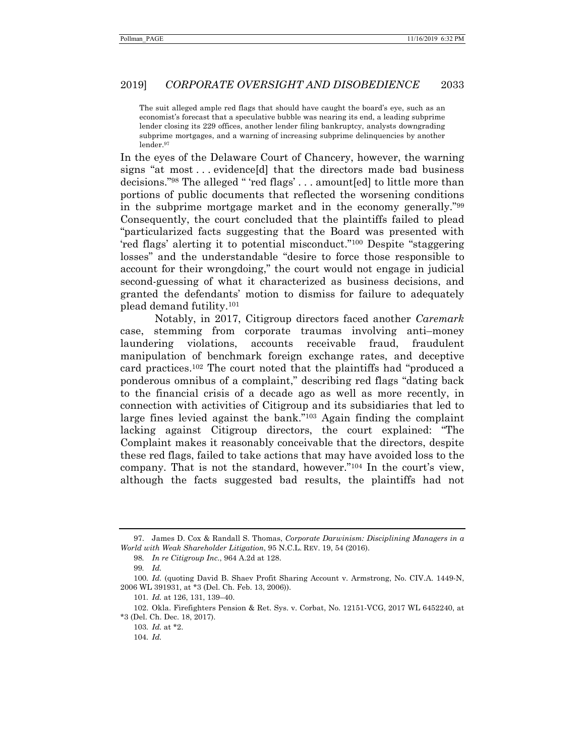> The suit alleged ample red flags that should have caught the board's eye, such as an economist's forecast that a speculative bubble was nearing its end, a leading subprime lender closing its 229 offices, another lender filing bankruptcy, analysts downgrading subprime mortgages, and a warning of increasing subprime delinquencies by another lender.[97]

In the eyes of the Delaware Court of Chancery, however, the warning signs "at most . . . evidence[d] that the directors made bad business decisions."[98] The alleged " 'red flags' . . . amount[ed] to little more than portions of public documents that reflected the worsening conditions in the subprime mortgage market and in the economy generally."[99] Consequently, the court concluded that the plaintiffs failed to plead "particularized facts suggesting that the Board was presented with 'red flags' alerting it to potential misconduct."[100] Despite "staggering losses" and the understandable "desire to force those responsible to account for their wrongdoing," the court would not engage in judicial second-guessing of what it characterized as business decisions, and granted the defendants' motion to dismiss for failure to adequately plead demand futility.[101]

Notably, in 2017, Citigroup directors faced another *Caremark* case, stemming from corporate traumas involving anti–money laundering violations, accounts receivable fraud, fraudulent manipulation of benchmark foreign exchange rates, and deceptive card practices.[102] The court noted that the plaintiffs had "produced a ponderous omnibus of a complaint," describing red flags "dating back to the financial crisis of a decade ago as well as more recently, in connection with activities of Citigroup and its subsidiaries that led to large fines levied against the bank."[103] Again finding the complaint lacking against Citigroup directors, the court explained: "The Complaint makes it reasonably conceivable that the directors, despite these red flags, failed to take actions that may have avoided loss to the company. That is not the standard, however."[104] In the court's view, although the facts suggested bad results, the plaintiffs had not

---

97. James D. Cox & Randall S. Thomas, *Corporate Darwinism: Disciplining Managers in a World with Weak Shareholder Litigation*, 95 N.C.L. REV. 19, 54 (2016).

98. *In re Citigroup Inc.*, 964 A.2d at 128.

99. *Id.*

100. *Id.* (quoting David B. Shaev Profit Sharing Account v. Armstrong, No. CIV.A. 1449-N, 2006 WL 391931, at \*3 (Del. Ch. Feb. 13, 2006)).

101. *Id.* at 126, 131, 139–40.

102. Okla. Firefighters Pension & Ret. Sys. v. Corbat, No. 12151-VCG, 2017 WL 6452240, at \*3 (Del. Ch. Dec. 18, 2017).

103. *Id.* at \*2.

104. *Id.*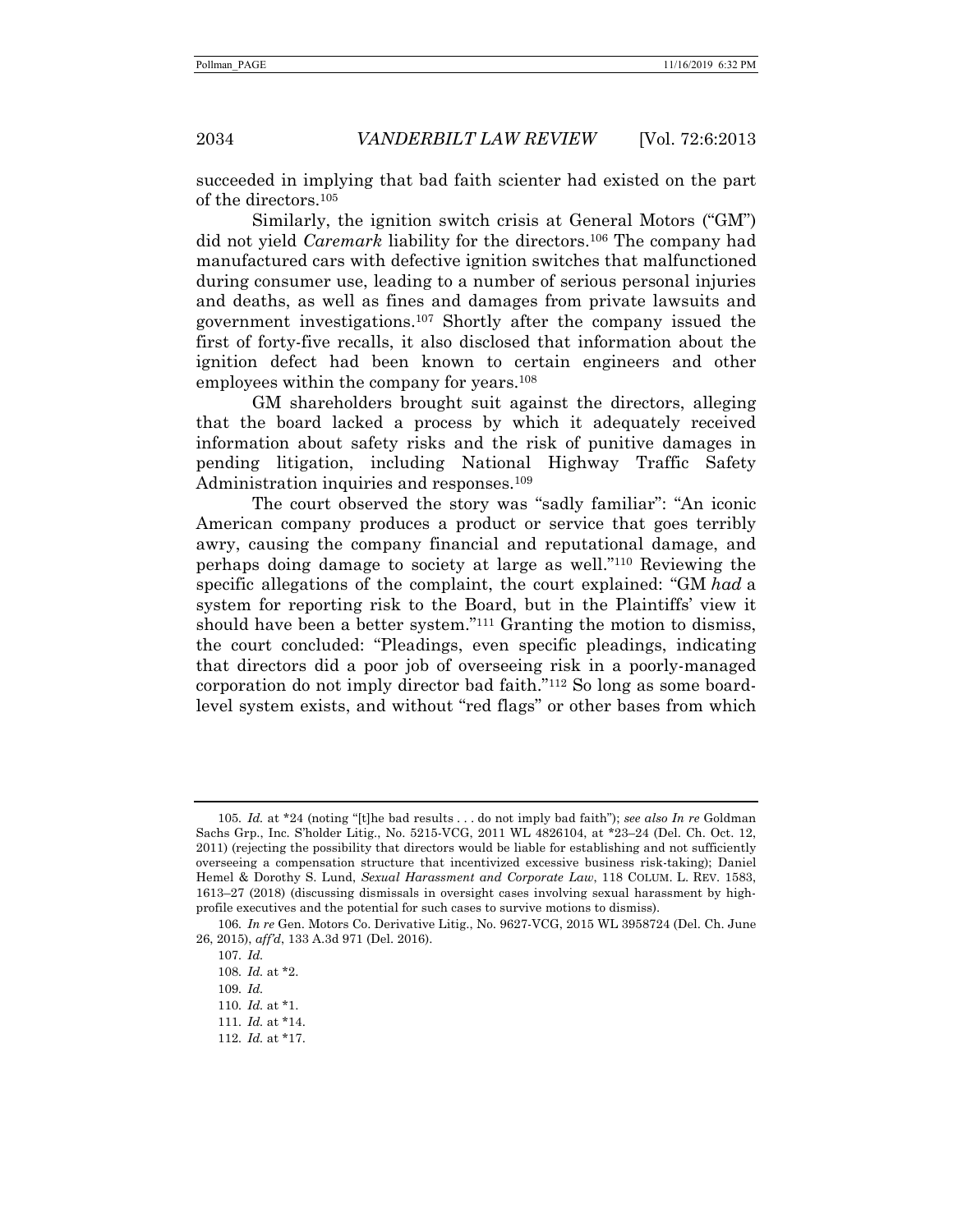succeeded in implying that bad faith scienter had existed on the part of the directors.[105]

Similarly, the ignition switch crisis at General Motors ("GM") did not yield *Caremark* liability for the directors.[106] The company had manufactured cars with defective ignition switches that malfunctioned during consumer use, leading to a number of serious personal injuries and deaths, as well as fines and damages from private lawsuits and government investigations.[107] Shortly after the company issued the first of forty-five recalls, it also disclosed that information about the ignition defect had been known to certain engineers and other employees within the company for years.[108]

GM shareholders brought suit against the directors, alleging that the board lacked a process by which it adequately received information about safety risks and the risk of punitive damages in pending litigation, including National Highway Traffic Safety Administration inquiries and responses.[109]

The court observed the story was "sadly familiar": "An iconic American company produces a product or service that goes terribly awry, causing the company financial and reputational damage, and perhaps doing damage to society at large as well."[110] Reviewing the specific allegations of the complaint, the court explained: "GM *had* a system for reporting risk to the Board, but in the Plaintiffs' view it should have been a better system."[111] Granting the motion to dismiss, the court concluded: "Pleadings, even specific pleadings, indicating that directors did a poor job of overseeing risk in a poorly-managed corporation do not imply director bad faith."[112] So long as some board-level system exists, and without "red flags" or other bases from which

---

105. *Id.* at *24 (noting "[t]he bad results . . . do not imply bad faith"); *see also In re* Goldman Sachs Grp., Inc. S'holder Litig., No. 5215-VCG, 2011 WL 4826104, at *23–24 (Del. Ch. Oct. 12, 2011) (rejecting the possibility that directors would be liable for establishing and not sufficiently overseeing a compensation structure that incentivized excessive business risk-taking); Daniel Hemel & Dorothy S. Lund, *Sexual Harassment and Corporate Law*, 118 COLUM. L. REV. 1583, 1613–27 (2018) (discussing dismissals in oversight cases involving sexual harassment by high-profile executives and the potential for such cases to survive motions to dismiss).

106. *In re* Gen. Motors Co. Derivative Litig., No. 9627-VCG, 2015 WL 3958724 (Del. Ch. June 26, 2015), *aff'd*, 133 A.3d 971 (Del. 2016).

107. *Id.*

108. *Id.* at *2.

109. *Id.*

110. *Id.* at *1.

111. *Id.* at *14.

112. *Id.* at *17.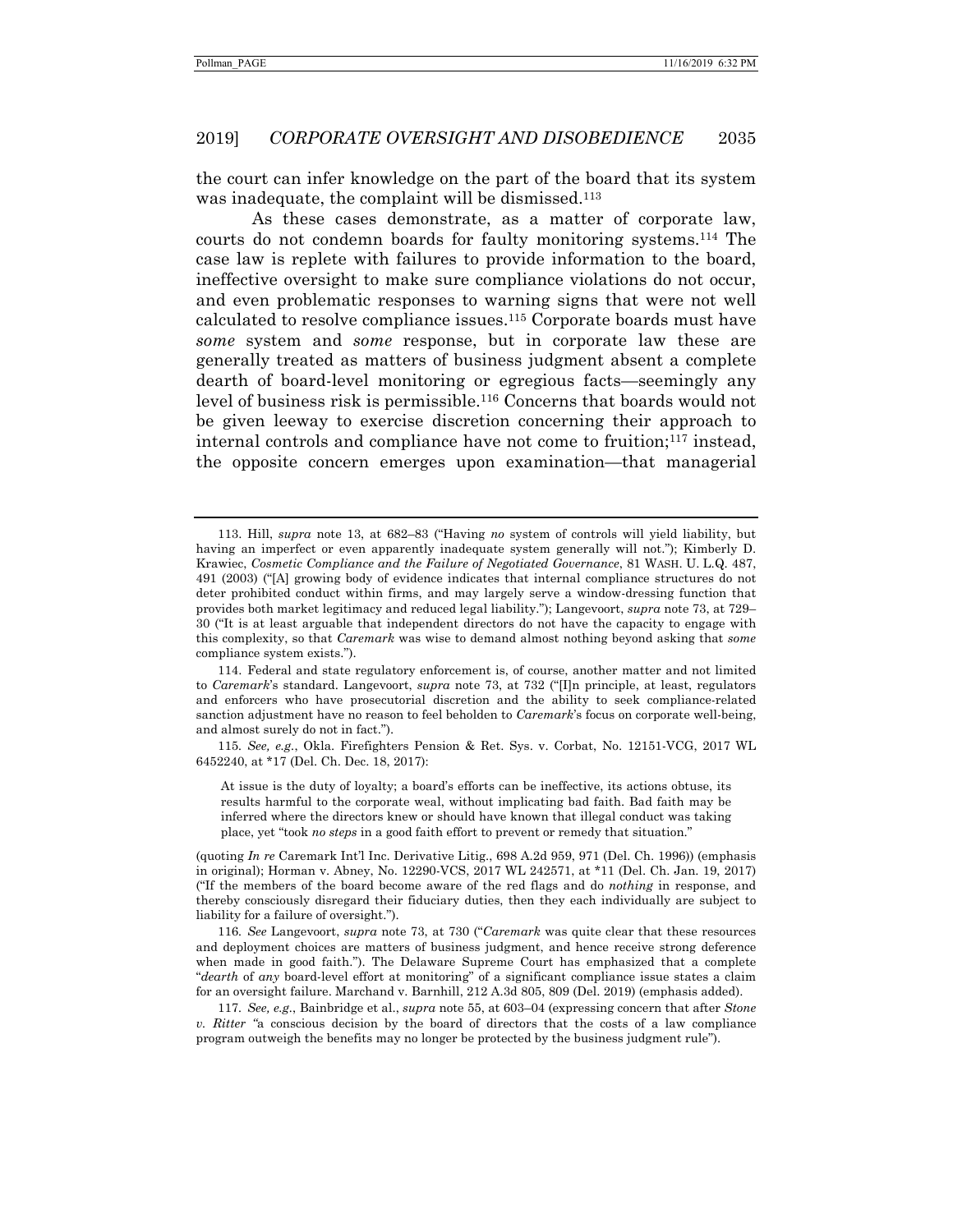the court can infer knowledge on the part of the board that its system was inadequate, the complaint will be dismissed.[113]

As these cases demonstrate, as a matter of corporate law, courts do not condemn boards for faulty monitoring systems.[114] The case law is replete with failures to provide information to the board, ineffective oversight to make sure compliance violations do not occur, and even problematic responses to warning signs that were not well calculated to resolve compliance issues.[115] Corporate boards must have *some* system and *some* response, but in corporate law these are generally treated as matters of business judgment absent a complete dearth of board-level monitoring or egregious facts—seemingly any level of business risk is permissible.[116] Concerns that boards would not be given leeway to exercise discretion concerning their approach to internal controls and compliance have not come to fruition;[117] instead, the opposite concern emerges upon examination—that managerial

---

113. Hill, *supra* note 13, at 682–83 ("Having *no* system of controls will yield liability, but having an imperfect or even apparently inadequate system generally will not."); Kimberly D. Krawiec, *Cosmetic Compliance and the Failure of Negotiated Governance*, 81 WASH. U. L.Q. 487, 491 (2003) ("[A] growing body of evidence indicates that internal compliance structures do not deter prohibited conduct within firms, and may largely serve a window-dressing function that provides both market legitimacy and reduced legal liability."); Langevoort, *supra* note 73, at 729–30 ("It is at least arguable that independent directors do not have the capacity to engage with this complexity, so that *Caremark* was wise to demand almost nothing beyond asking that *some* compliance system exists.").

114. Federal and state regulatory enforcement is, of course, another matter and not limited to *Caremark*'s standard. Langevoort, *supra* note 73, at 732 ("[I]n principle, at least, regulators and enforcers who have prosecutorial discretion and the ability to seek compliance-related sanction adjustment have no reason to feel beholden to *Caremark*'s focus on corporate well-being, and almost surely do not in fact.").

115. *See, e.g.*, Okla. Firefighters Pension & Ret. Sys. v. Corbat, No. 12151-VCG, 2017 WL 6452240, at *17 (Del. Ch. Dec. 18, 2017):

> At issue is the duty of loyalty; a board's efforts can be ineffective, its actions obtuse, its results harmful to the corporate weal, without implicating bad faith. Bad faith may be inferred where the directors knew or should have known that illegal conduct was taking place, yet "took *no steps* in a good faith effort to prevent or remedy that situation."

(quoting *In re* Caremark Int'l Inc. Derivative Litig., 698 A.2d 959, 971 (Del. Ch. 1996)) (emphasis in original); Horman v. Abney, No. 12290-VCS, 2017 WL 242571, at *11 (Del. Ch. Jan. 19, 2017) ("If the members of the board become aware of the red flags and do *nothing* in response, and thereby consciously disregard their fiduciary duties, then they each individually are subject to liability for a failure of oversight.").

116. *See* Langevoort, *supra* note 73, at 730 ("*Caremark* was quite clear that these resources and deployment choices are matters of business judgment, and hence receive strong deference when made in good faith."). The Delaware Supreme Court has emphasized that a complete "*dearth* of *any* board-level effort at monitoring" of a significant compliance issue states a claim for an oversight failure. Marchand v. Barnhill, 212 A.3d 805, 809 (Del. 2019) (emphasis added).

117. *See, e.g.*, Bainbridge et al., *supra* note 55, at 603–04 (expressing concern that after *Stone v. Ritter* "a conscious decision by the board of directors that the costs of a law compliance program outweigh the benefits may no longer be protected by the business judgment rule").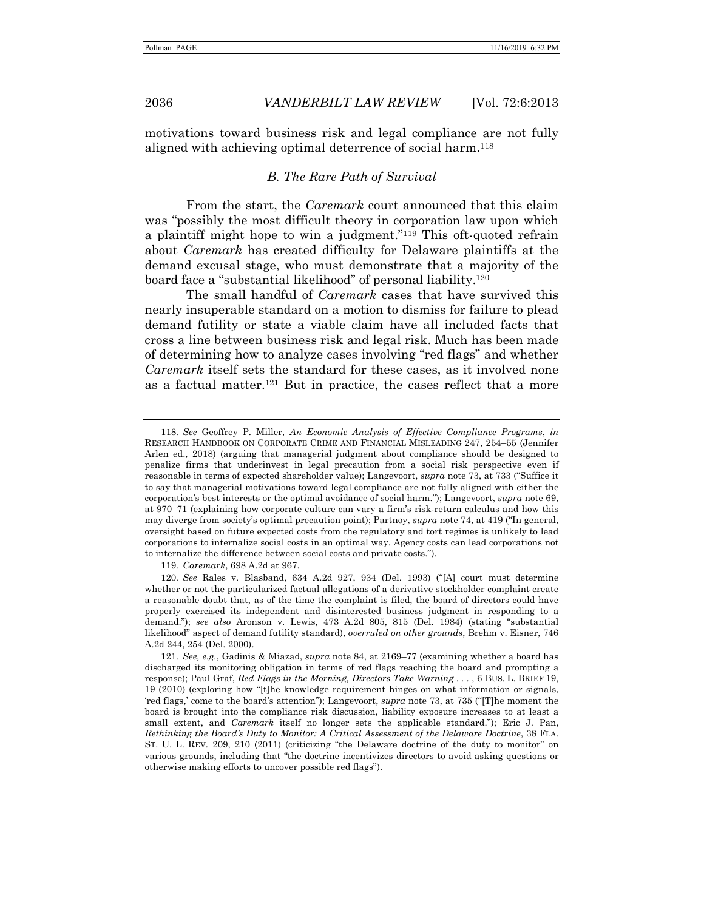motivations toward business risk and legal compliance are not fully aligned with achieving optimal deterrence of social harm.[118]

### *B. The Rare Path of Survival*

From the start, the *Caremark* court announced that this claim was "possibly the most difficult theory in corporation law upon which a plaintiff might hope to win a judgment."[119] This oft-quoted refrain about *Caremark* has created difficulty for Delaware plaintiffs at the demand excusal stage, who must demonstrate that a majority of the board face a "substantial likelihood" of personal liability.[120]

The small handful of *Caremark* cases that have survived this nearly insuperable standard on a motion to dismiss for failure to plead demand futility or state a viable claim have all included facts that cross a line between business risk and legal risk. Much has been made of determining how to analyze cases involving "red flags" and whether *Caremark* itself sets the standard for these cases, as it involved none as a factual matter.[121] But in practice, the cases reflect that a more

---

118. *See* Geoffrey P. Miller, *An Economic Analysis of Effective Compliance Programs*, *in* RESEARCH HANDBOOK ON CORPORATE CRIME AND FINANCIAL MISLEADING 247, 254–55 (Jennifer Arlen ed., 2018) (arguing that managerial judgment about compliance should be designed to penalize firms that underinvest in legal precaution from a social risk perspective even if reasonable in terms of expected shareholder value); Langevoort, *supra* note 73, at 733 ("Suffice it to say that managerial motivations toward legal compliance are not fully aligned with either the corporation's best interests or the optimal avoidance of social harm."); Langevoort, *supra* note 69, at 970–71 (explaining how corporate culture can vary a firm's risk-return calculus and how this may diverge from society's optimal precaution point); Partnoy, *supra* note 74, at 419 ("In general, oversight based on future expected costs from the regulatory and tort regimes is unlikely to lead corporations to internalize social costs in an optimal way. Agency costs can lead corporations not to internalize the difference between social costs and private costs.").

119. *Caremark*, 698 A.2d at 967.

120. *See* Rales v. Blasband, 634 A.2d 927, 934 (Del. 1993) ("[A] court must determine whether or not the particularized factual allegations of a derivative stockholder complaint create a reasonable doubt that, as of the time the complaint is filed, the board of directors could have properly exercised its independent and disinterested business judgment in responding to a demand."); *see also* Aronson v. Lewis, 473 A.2d 805, 815 (Del. 1984) (stating "substantial likelihood" aspect of demand futility standard), *overruled on other grounds*, Brehm v. Eisner, 746 A.2d 244, 254 (Del. 2000).

121. *See, e.g.*, Gadinis & Miazad, *supra* note 84, at 2169–77 (examining whether a board has discharged its monitoring obligation in terms of red flags reaching the board and prompting a response); Paul Graf, *Red Flags in the Morning, Directors Take Warning . . .* , 6 BUS. L. BRIEF 19, 19 (2010) (exploring how "[t]he knowledge requirement hinges on what information or signals, 'red flags,' come to the board's attention"); Langevoort, *supra* note 73, at 735 ("[T]he moment the board is brought into the compliance risk discussion, liability exposure increases to at least a small extent, and *Caremark* itself no longer sets the applicable standard."); Eric J. Pan, *Rethinking the Board's Duty to Monitor: A Critical Assessment of the Delaware Doctrine*, 38 FLA. ST. U. L. REV. 209, 210 (2011) (criticizing "the Delaware doctrine of the duty to monitor" on various grounds, including that "the doctrine incentivizes directors to avoid asking questions or otherwise making efforts to uncover possible red flags").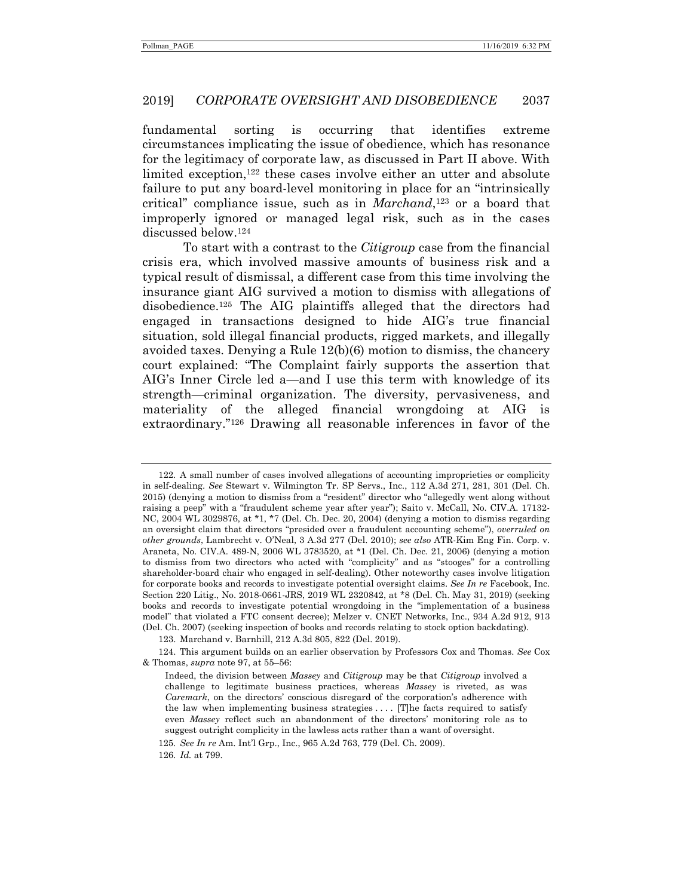fundamental sorting is occurring that identifies extreme circumstances implicating the issue of obedience, which has resonance for the legitimacy of corporate law, as discussed in Part II above. With limited exception,[122] these cases involve either an utter and absolute failure to put any board-level monitoring in place for an "intrinsically critical" compliance issue, such as in *Marchand*,[123] or a board that improperly ignored or managed legal risk, such as in the cases discussed below.[124]

To start with a contrast to the *Citigroup* case from the financial crisis era, which involved massive amounts of business risk and a typical result of dismissal, a different case from this time involving the insurance giant AIG survived a motion to dismiss with allegations of disobedience.[125] The AIG plaintiffs alleged that the directors had engaged in transactions designed to hide AIG's true financial situation, sold illegal financial products, rigged markets, and illegally avoided taxes. Denying a Rule 12(b)(6) motion to dismiss, the chancery court explained: "The Complaint fairly supports the assertion that AIG's Inner Circle led a—and I use this term with knowledge of its strength—criminal organization. The diversity, pervasiveness, and materiality of the alleged financial wrongdoing at AIG is extraordinary."[126] Drawing all reasonable inferences in favor of the

---

122. A small number of cases involved allegations of accounting improprieties or complicity in self-dealing. *See* Stewart v. Wilmington Tr. SP Servs., Inc., 112 A.3d 271, 281, 301 (Del. Ch. 2015) (denying a motion to dismiss from a "resident" director who "allegedly went along without raising a peep" with a "fraudulent scheme year after year"); Saito v. McCall, No. CIV.A. 17132-NC, 2004 WL 3029876, at *1, *7 (Del. Ch. Dec. 20, 2004) (denying a motion to dismiss regarding an oversight claim that directors "presided over a fraudulent accounting scheme"), *overruled on other grounds*, Lambrecht v. O'Neal, 3 A.3d 277 (Del. 2010); *see also* ATR-Kim Eng Fin. Corp. v. Araneta, No. CIV.A. 489-N, 2006 WL 3783520, at *1 (Del. Ch. Dec. 21, 2006) (denying a motion to dismiss from two directors who acted with "complicity" and as "stooges" for a controlling shareholder-board chair who engaged in self-dealing). Other noteworthy cases involve litigation for corporate books and records to investigate potential oversight claims. *See In re* Facebook, Inc. Section 220 Litig., No. 2018-0661-JRS, 2019 WL 2320842, at *8 (Del. Ch. May 31, 2019) (seeking books and records to investigate potential wrongdoing in the "implementation of a business model" that violated a FTC consent decree); Melzer v. CNET Networks, Inc., 934 A.2d 912, 913 (Del. Ch. 2007) (seeking inspection of books and records relating to stock option backdating).

123. Marchand v. Barnhill, 212 A.3d 805, 822 (Del. 2019).

124. This argument builds on an earlier observation by Professors Cox and Thomas. *See* Cox & Thomas, *supra* note 97, at 55–56:

> Indeed, the division between *Massey* and *Citigroup* may be that *Citigroup* involved a challenge to legitimate business practices, whereas *Massey* is riveted, as was *Caremark*, on the directors' conscious disregard of the corporation's adherence with the law when implementing business strategies . . . . [T]he facts required to satisfy even *Massey* reflect such an abandonment of the directors' monitoring role as to suggest outright complicity in the lawless acts rather than a want of oversight.

125. *See In re* Am. Int'l Grp., Inc., 965 A.2d 763, 779 (Del. Ch. 2009).

126. *Id.* at 799.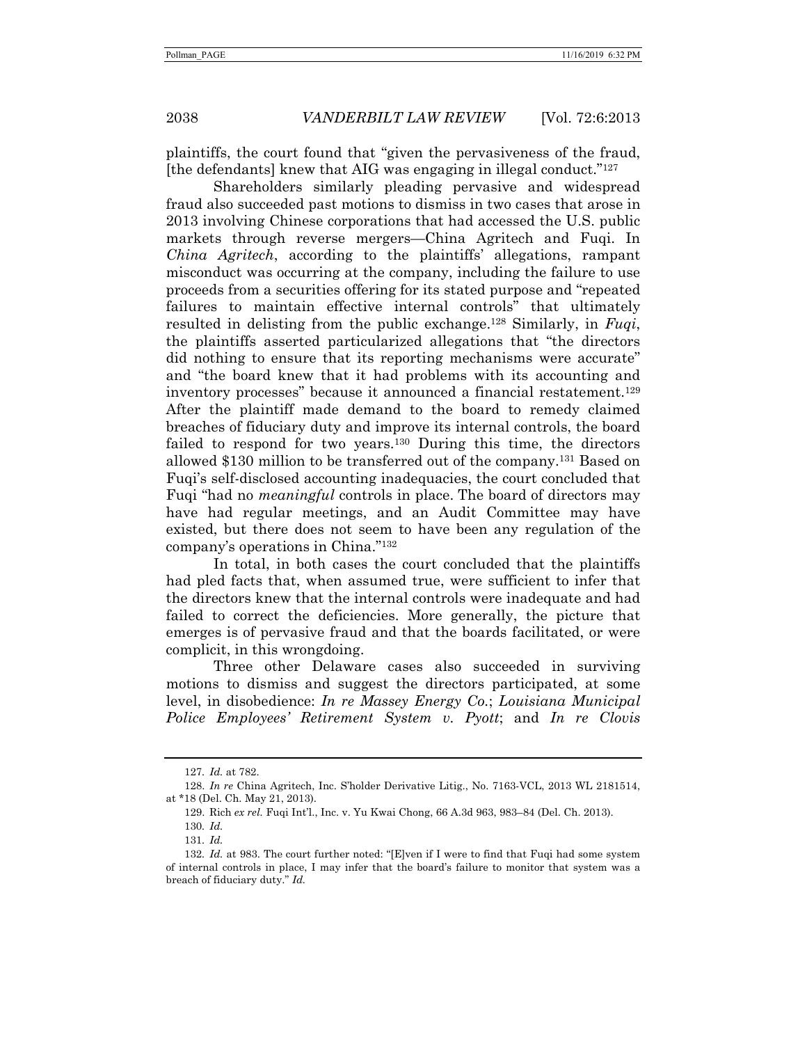plaintiffs, the court found that "given the pervasiveness of the fraud, [the defendants] knew that AIG was engaging in illegal conduct."[127]

Shareholders similarly pleading pervasive and widespread fraud also succeeded past motions to dismiss in two cases that arose in 2013 involving Chinese corporations that had accessed the U.S. public markets through reverse mergers—China Agritech and Fuqi. In *China Agritech*, according to the plaintiffs' allegations, rampant misconduct was occurring at the company, including the failure to use proceeds from a securities offering for its stated purpose and "repeated failures to maintain effective internal controls" that ultimately resulted in delisting from the public exchange.[128] Similarly, in *Fuqi*, the plaintiffs asserted particularized allegations that "the directors did nothing to ensure that its reporting mechanisms were accurate" and "the board knew that it had problems with its accounting and inventory processes" because it announced a financial restatement.[129] After the plaintiff made demand to the board to remedy claimed breaches of fiduciary duty and improve its internal controls, the board failed to respond for two years.[130] During this time, the directors allowed $130 million to be transferred out of the company.[131] Based on Fuqi's self-disclosed accounting inadequacies, the court concluded that Fuqi "had no *meaningful* controls in place. The board of directors may have had regular meetings, and an Audit Committee may have existed, but there does not seem to have been any regulation of the company's operations in China."[132]

In total, in both cases the court concluded that the plaintiffs had pled facts that, when assumed true, were sufficient to infer that the directors knew that the internal controls were inadequate and had failed to correct the deficiencies. More generally, the picture that emerges is of pervasive fraud and that the boards facilitated, or were complicit, in this wrongdoing.

Three other Delaware cases also succeeded in surviving motions to dismiss and suggest the directors participated, at some level, in disobedience: *In re Massey Energy Co.*; *Louisiana Municipal Police Employees' Retirement System v. Pyott*; and *In re Clovis*

---

127. *Id.* at 782.

128. *In re* China Agritech, Inc. S'holder Derivative Litig., No. 7163-VCL, 2013 WL 2181514, at *18 (Del. Ch. May 21, 2013).

129. Rich *ex rel.* Fuqi Int'l., Inc. v. Yu Kwai Chong, 66 A.3d 963, 983–84 (Del. Ch. 2013).

130. *Id.*

131. *Id.*

132. *Id.* at 983. The court further noted: "[E]ven if I were to find that Fuqi had some system of internal controls in place, I may infer that the board's failure to monitor that system was a breach of fiduciary duty." *Id.*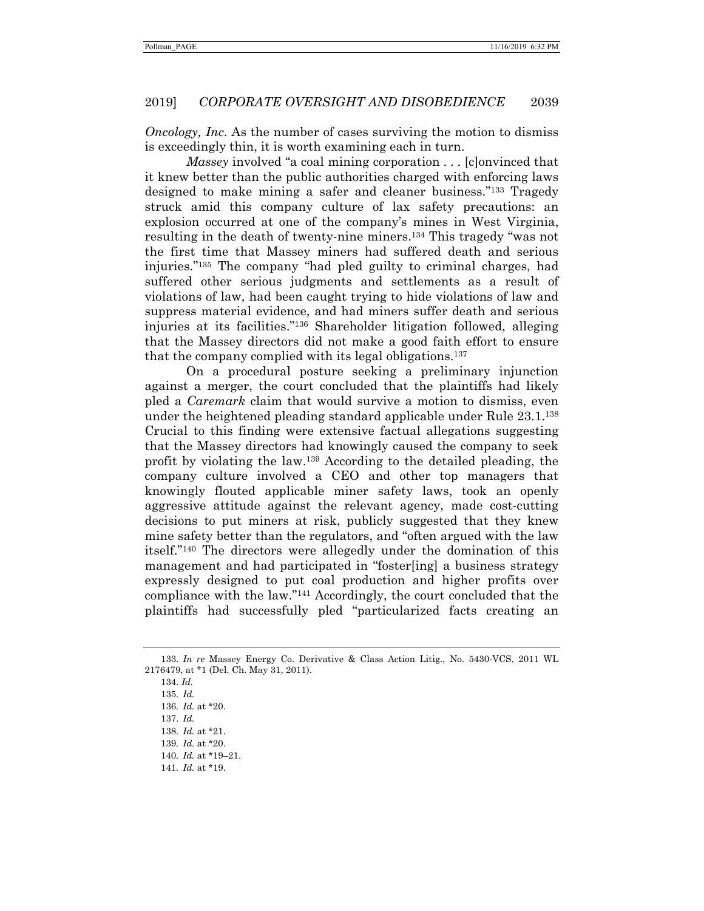*Oncology, Inc*. As the number of cases surviving the motion to dismiss is exceedingly thin, it is worth examining each in turn.

*Massey* involved "a coal mining corporation . . . [c]onvinced that it knew better than the public authorities charged with enforcing laws designed to make mining a safer and cleaner business."[133] Tragedy struck amid this company culture of lax safety precautions: an explosion occurred at one of the company's mines in West Virginia, resulting in the death of twenty-nine miners.[134] This tragedy "was not the first time that Massey miners had suffered death and serious injuries."[135] The company "had pled guilty to criminal charges, had suffered other serious judgments and settlements as a result of violations of law, had been caught trying to hide violations of law and suppress material evidence, and had miners suffer death and serious injuries at its facilities."[136] Shareholder litigation followed, alleging that the Massey directors did not make a good faith effort to ensure that the company complied with its legal obligations.[137]

On a procedural posture seeking a preliminary injunction against a merger, the court concluded that the plaintiffs had likely pled a *Caremark* claim that would survive a motion to dismiss, even under the heightened pleading standard applicable under Rule 23.1.[138] Crucial to this finding were extensive factual allegations suggesting that the Massey directors had knowingly caused the company to seek profit by violating the law.[139] According to the detailed pleading, the company culture involved a CEO and other top managers that knowingly flouted applicable miner safety laws, took an openly aggressive attitude against the relevant agency, made cost-cutting decisions to put miners at risk, publicly suggested that they knew mine safety better than the regulators, and "often argued with the law itself."[140] The directors were allegedly under the domination of this management and had participated in "foster[ing] a business strategy expressly designed to put coal production and higher profits over compliance with the law."[141] Accordingly, the court concluded that the plaintiffs had successfully pled "particularized facts creating an

---

133. *In re* Massey Energy Co. Derivative & Class Action Litig., No. 5430-VCS, 2011 WL 2176479, at *1 (Del. Ch. May 31, 2011).

134. *Id.*

135. *Id.*

136. *Id.* at *20.

137. *Id.*

138. *Id.* at *21.

139. *Id.* at *20.

140. *Id.* at *19–21.

141. *Id.* at *19.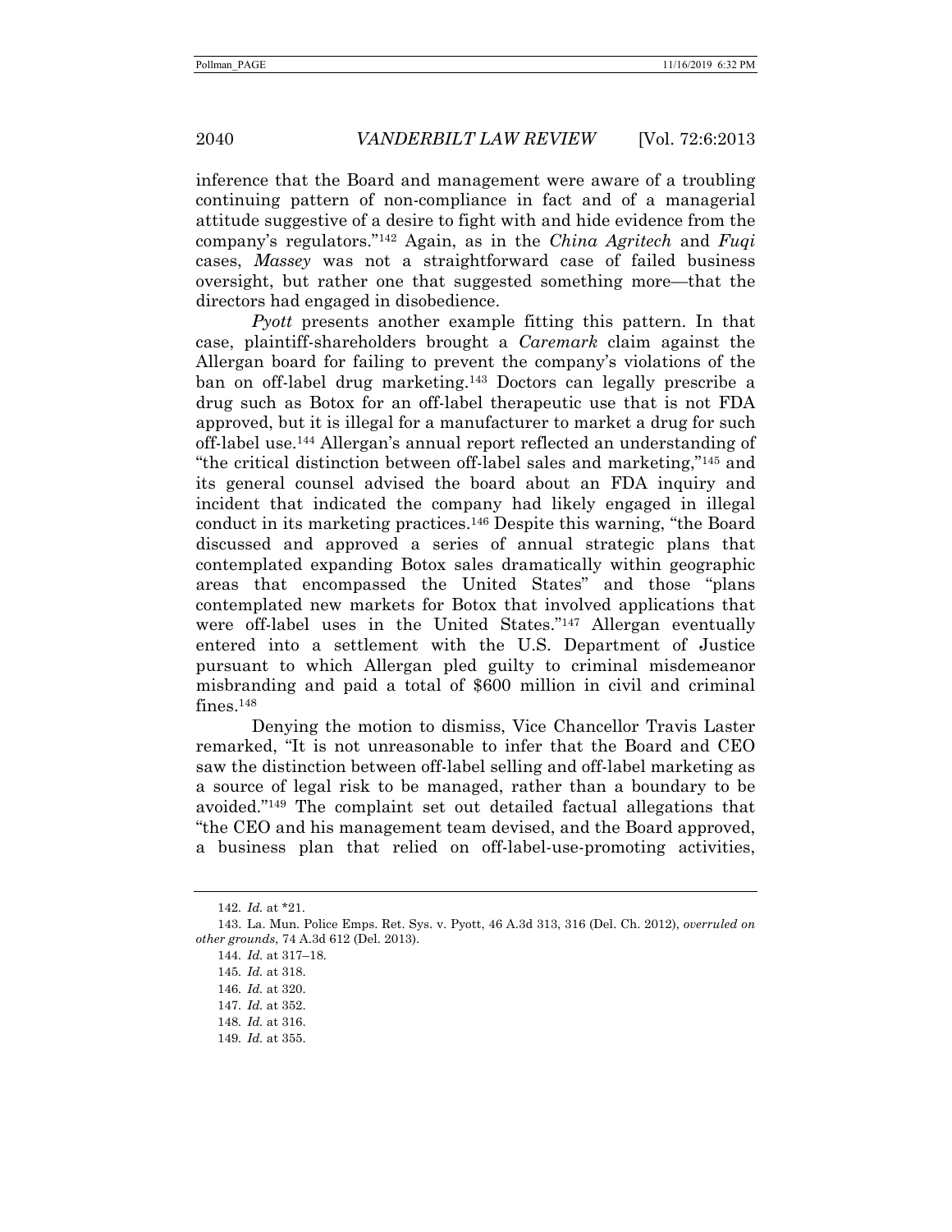inference that the Board and management were aware of a troubling continuing pattern of non-compliance in fact and of a managerial attitude suggestive of a desire to fight with and hide evidence from the company's regulators."[142] Again, as in the *China Agritech* and *Fuqi* cases, *Massey* was not a straightforward case of failed business oversight, but rather one that suggested something more—that the directors had engaged in disobedience.

*Pyott* presents another example fitting this pattern. In that case, plaintiff-shareholders brought a *Caremark* claim against the Allergan board for failing to prevent the company's violations of the ban on off-label drug marketing.[143] Doctors can legally prescribe a drug such as Botox for an off-label therapeutic use that is not FDA approved, but it is illegal for a manufacturer to market a drug for such off-label use.[144] Allergan's annual report reflected an understanding of "the critical distinction between off-label sales and marketing,"[145] and its general counsel advised the board about an FDA inquiry and incident that indicated the company had likely engaged in illegal conduct in its marketing practices.[146] Despite this warning, "the Board discussed and approved a series of annual strategic plans that contemplated expanding Botox sales dramatically within geographic areas that encompassed the United States" and those "plans contemplated new markets for Botox that involved applications that were off-label uses in the United States."[147] Allergan eventually entered into a settlement with the U.S. Department of Justice pursuant to which Allergan pled guilty to criminal misdemeanor misbranding and paid a total of $600 million in civil and criminal fines.[148]

Denying the motion to dismiss, Vice Chancellor Travis Laster remarked, "It is not unreasonable to infer that the Board and CEO saw the distinction between off-label selling and off-label marketing as a source of legal risk to be managed, rather than a boundary to be avoided."[149] The complaint set out detailed factual allegations that "the CEO and his management team devised, and the Board approved, a business plan that relied on off-label-use-promoting activities,

---

142. *Id.* at *21.

143. La. Mun. Police Emps. Ret. Sys. v. Pyott, 46 A.3d 313, 316 (Del. Ch. 2012), *overruled on other grounds*, 74 A.3d 612 (Del. 2013).

144. *Id.* at 317–18.

145. *Id.* at 318.

146. *Id.* at 320.

147. *Id.* at 352.

148. *Id.* at 316.

149. *Id.* at 355.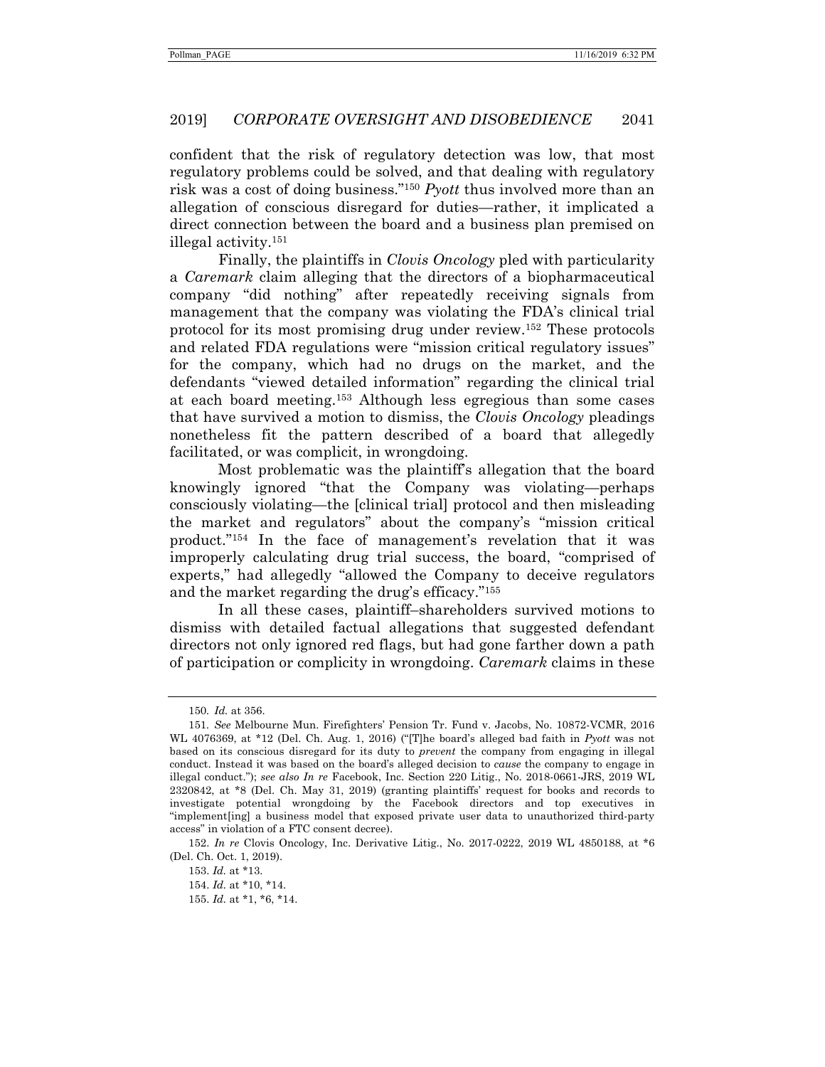confident that the risk of regulatory detection was low, that most regulatory problems could be solved, and that dealing with regulatory risk was a cost of doing business."[150] *Pyott* thus involved more than an allegation of conscious disregard for duties—rather, it implicated a direct connection between the board and a business plan premised on illegal activity.[151]

Finally, the plaintiffs in *Clovis Oncology* pled with particularity a *Caremark* claim alleging that the directors of a biopharmaceutical company "did nothing" after repeatedly receiving signals from management that the company was violating the FDA's clinical trial protocol for its most promising drug under review.[152] These protocols and related FDA regulations were "mission critical regulatory issues" for the company, which had no drugs on the market, and the defendants "viewed detailed information" regarding the clinical trial at each board meeting.[153] Although less egregious than some cases that have survived a motion to dismiss, the *Clovis Oncology* pleadings nonetheless fit the pattern described of a board that allegedly facilitated, or was complicit, in wrongdoing.

Most problematic was the plaintiff's allegation that the board knowingly ignored "that the Company was violating—perhaps consciously violating—the [clinical trial] protocol and then misleading the market and regulators" about the company's "mission critical product."[154] In the face of management's revelation that it was improperly calculating drug trial success, the board, "comprised of experts," had allegedly "allowed the Company to deceive regulators and the market regarding the drug's efficacy."[155]

In all these cases, plaintiff–shareholders survived motions to dismiss with detailed factual allegations that suggested defendant directors not only ignored red flags, but had gone farther down a path of participation or complicity in wrongdoing. *Caremark* claims in these

---

150. *Id.* at 356.

151. *See* Melbourne Mun. Firefighters' Pension Tr. Fund v. Jacobs, No. 10872-VCMR, 2016 WL 4076369, at *12 (Del. Ch. Aug. 1, 2016) ("[T]he board's alleged bad faith in *Pyott* was not based on its conscious disregard for its duty to *prevent* the company from engaging in illegal conduct. Instead it was based on the board's alleged decision to *cause* the company to engage in illegal conduct."); *see also In re* Facebook, Inc. Section 220 Litig., No. 2018-0661-JRS, 2019 WL 2320842, at *8 (Del. Ch. May 31, 2019) (granting plaintiffs' request for books and records to investigate potential wrongdoing by the Facebook directors and top executives in "implement[ing] a business model that exposed private user data to unauthorized third-party access" in violation of a FTC consent decree).

152. *In re* Clovis Oncology, Inc. Derivative Litig., No. 2017-0222, 2019 WL 4850188, at *6 (Del. Ch. Oct. 1, 2019).

153. *Id.* at *13.

154. *Id.* at *10, *14.

155. *Id.* at *1, *6, *14.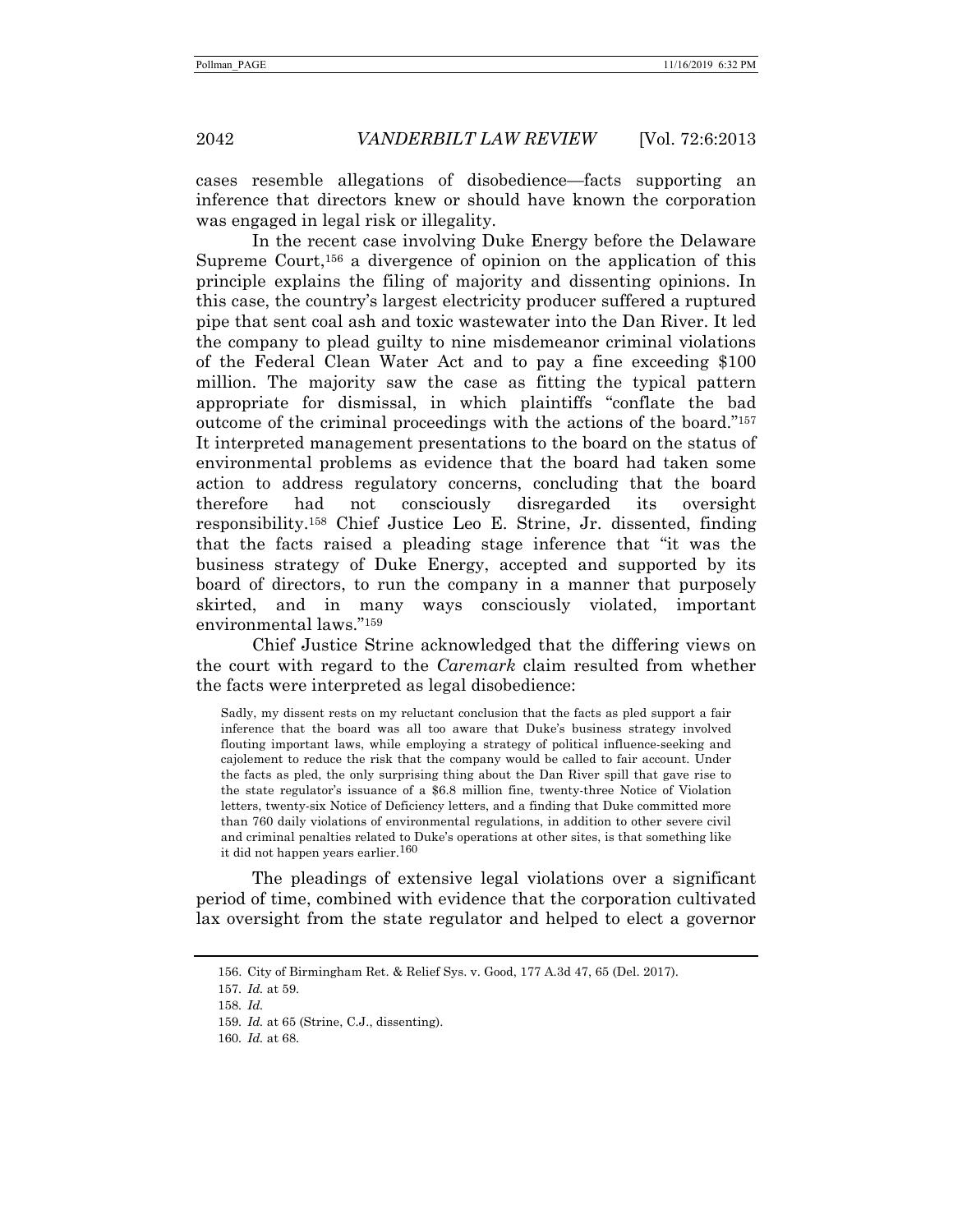cases resemble allegations of disobedience—facts supporting an inference that directors knew or should have known the corporation was engaged in legal risk or illegality.

In the recent case involving Duke Energy before the Delaware Supreme Court,[156] a divergence of opinion on the application of this principle explains the filing of majority and dissenting opinions. In this case, the country's largest electricity producer suffered a ruptured pipe that sent coal ash and toxic wastewater into the Dan River. It led the company to plead guilty to nine misdemeanor criminal violations of the Federal Clean Water Act and to pay a fine exceeding $100 million. The majority saw the case as fitting the typical pattern appropriate for dismissal, in which plaintiffs "conflate the bad outcome of the criminal proceedings with the actions of the board."[157] It interpreted management presentations to the board on the status of environmental problems as evidence that the board had taken some action to address regulatory concerns, concluding that the board therefore had not consciously disregarded its oversight responsibility.[158] Chief Justice Leo E. Strine, Jr. dissented, finding that the facts raised a pleading stage inference that "it was the business strategy of Duke Energy, accepted and supported by its board of directors, to run the company in a manner that purposely skirted, and in many ways consciously violated, important environmental laws."[159]

Chief Justice Strine acknowledged that the differing views on the court with regard to the *Caremark* claim resulted from whether the facts were interpreted as legal disobedience:

> Sadly, my dissent rests on my reluctant conclusion that the facts as pled support a fair inference that the board was all too aware that Duke's business strategy involved flouting important laws, while employing a strategy of political influence-seeking and cajolement to reduce the risk that the company would be called to fair account. Under the facts as pled, the only surprising thing about the Dan River spill that gave rise to the state regulator's issuance of a $6.8 million fine, twenty-three Notice of Violation letters, twenty-six Notice of Deficiency letters, and a finding that Duke committed more than 760 daily violations of environmental regulations, in addition to other severe civil and criminal penalties related to Duke's operations at other sites, is that something like it did not happen years earlier.[160]

The pleadings of extensive legal violations over a significant period of time, combined with evidence that the corporation cultivated lax oversight from the state regulator and helped to elect a governor

---

156. City of Birmingham Ret. & Relief Sys. v. Good, 177 A.3d 47, 65 (Del. 2017).

157. *Id.* at 59.

158. *Id.*

159. *Id.* at 65 (Strine, C.J., dissenting).

160. *Id.* at 68.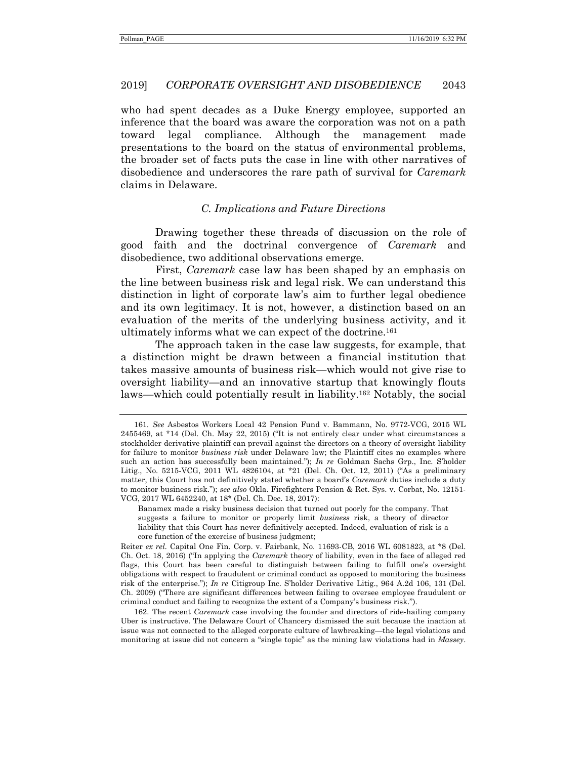who had spent decades as a Duke Energy employee, supported an inference that the board was aware the corporation was not on a path toward legal compliance. Although the management made presentations to the board on the status of environmental problems, the broader set of facts puts the case in line with other narratives of disobedience and underscores the rare path of survival for *Caremark* claims in Delaware.

### *C. Implications and Future Directions*

Drawing together these threads of discussion on the role of good faith and the doctrinal convergence of *Caremark* and disobedience, two additional observations emerge.

First, *Caremark* case law has been shaped by an emphasis on the line between business risk and legal risk. We can understand this distinction in light of corporate law's aim to further legal obedience and its own legitimacy. It is not, however, a distinction based on an evaluation of the merits of the underlying business activity, and it ultimately informs what we can expect of the doctrine.[161]

The approach taken in the case law suggests, for example, that a distinction might be drawn between a financial institution that takes massive amounts of business risk—which would not give rise to oversight liability—and an innovative startup that knowingly flouts laws—which could potentially result in liability.[162] Notably, the social

---

161. *See* Asbestos Workers Local 42 Pension Fund v. Bammann, No. 9772-VCG, 2015 WL 2455469, at *14 (Del. Ch. May 22, 2015) ("It is not entirely clear under what circumstances a stockholder derivative plaintiff can prevail against the directors on a theory of oversight liability for failure to monitor *business risk* under Delaware law; the Plaintiff cites no examples where such an action has successfully been maintained."); *In re* Goldman Sachs Grp., Inc. S'holder Litig., No. 5215-VCG, 2011 WL 4826104, at *21 (Del. Ch. Oct. 12, 2011) ("As a preliminary matter, this Court has not definitively stated whether a board's *Caremark* duties include a duty to monitor business risk."); *see also* Okla. Firefighters Pension & Ret. Sys. v. Corbat, No. 12151-VCG, 2017 WL 6452240, at 18* (Del. Ch. Dec. 18, 2017):

> Banamex made a risky business decision that turned out poorly for the company. That suggests a failure to monitor or properly limit *business* risk, a theory of director liability that this Court has never definitively accepted. Indeed, evaluation of risk is a core function of the exercise of business judgment;

Reiter *ex rel.* Capital One Fin. Corp. v. Fairbank, No. 11693-CB, 2016 WL 6081823, at *8 (Del. Ch. Oct. 18, 2016) ("In applying the *Caremark* theory of liability, even in the face of alleged red flags, this Court has been careful to distinguish between failing to fulfill one's oversight obligations with respect to fraudulent or criminal conduct as opposed to monitoring the business risk of the enterprise."); *In re* Citigroup Inc. S'holder Derivative Litig., 964 A.2d 106, 131 (Del. Ch. 2009) ("There are significant differences between failing to oversee employee fraudulent or criminal conduct and failing to recognize the extent of a Company's business risk.").

162. The recent *Caremark* case involving the founder and directors of ride-hailing company Uber is instructive. The Delaware Court of Chancery dismissed the suit because the inaction at issue was not connected to the alleged corporate culture of lawbreaking—the legal violations and monitoring at issue did not concern a "single topic" as the mining law violations had in *Massey*.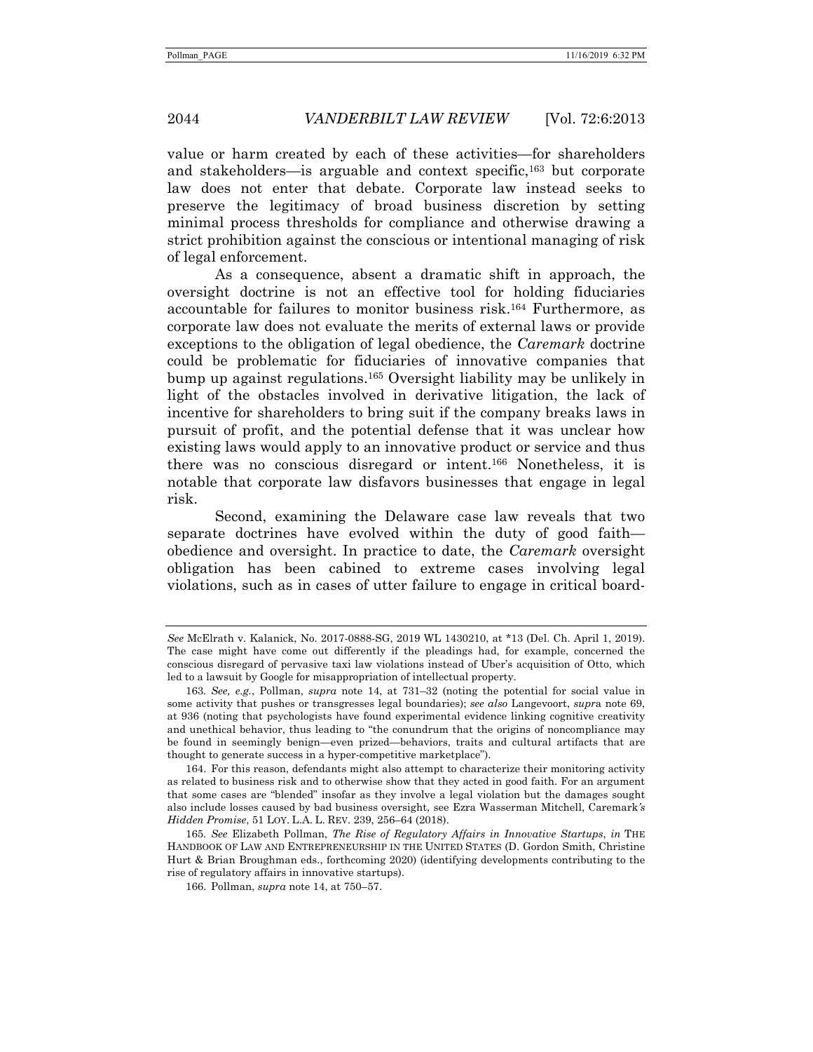value or harm created by each of these activities—for shareholders and stakeholders—is arguable and context specific,[163] but corporate law does not enter that debate. Corporate law instead seeks to preserve the legitimacy of broad business discretion by setting minimal process thresholds for compliance and otherwise drawing a strict prohibition against the conscious or intentional managing of risk of legal enforcement.

As a consequence, absent a dramatic shift in approach, the oversight doctrine is not an effective tool for holding fiduciaries accountable for failures to monitor business risk.[164] Furthermore, as corporate law does not evaluate the merits of external laws or provide exceptions to the obligation of legal obedience, the *Caremark* doctrine could be problematic for fiduciaries of innovative companies that bump up against regulations.[165] Oversight liability may be unlikely in light of the obstacles involved in derivative litigation, the lack of incentive for shareholders to bring suit if the company breaks laws in pursuit of profit, and the potential defense that it was unclear how existing laws would apply to an innovative product or service and thus there was no conscious disregard or intent.[166] Nonetheless, it is notable that corporate law disfavors businesses that engage in legal risk.

Second, examining the Delaware case law reveals that two separate doctrines have evolved within the duty of good faith—obedience and oversight. In practice to date, the *Caremark* oversight obligation has been cabined to extreme cases involving legal violations, such as in cases of utter failure to engage in critical board-

---

*See* McElrath v. Kalanick, No. 2017-0888-SG, 2019 WL 1430210, at *13 (Del. Ch. April 1, 2019). The case might have come out differently if the pleadings had, for example, concerned the conscious disregard of pervasive taxi law violations instead of Uber's acquisition of Otto, which led to a lawsuit by Google for misappropriation of intellectual property.

163. *See, e.g.*, Pollman, *supra* note 14, at 731–32 (noting the potential for social value in some activity that pushes or transgresses legal boundaries); *see also* Langevoort, *supra* note 69, at 936 (noting that psychologists have found experimental evidence linking cognitive creativity and unethical behavior, thus leading to "the conundrum that the origins of noncompliance may be found in seemingly benign—even prized—behaviors, traits and cultural artifacts that are thought to generate success in a hyper-competitive marketplace").

164. For this reason, defendants might also attempt to characterize their monitoring activity as related to business risk and to otherwise show that they acted in good faith. For an argument that some cases are "blended" insofar as they involve a legal violation but the damages sought also include losses caused by bad business oversight, see Ezra Wasserman Mitchell, *Caremark's Hidden Promise*, 51 LOY. L.A. L. REV. 239, 256–64 (2018).

165. *See* Elizabeth Pollman, *The Rise of Regulatory Affairs in Innovative Startups*, *in* THE HANDBOOK OF LAW AND ENTREPRENEURSHIP IN THE UNITED STATES (D. Gordon Smith, Christine Hurt & Brian Broughman eds., forthcoming 2020) (identifying developments contributing to the rise of regulatory affairs in innovative startups).

166. Pollman, *supra* note 14, at 750–57.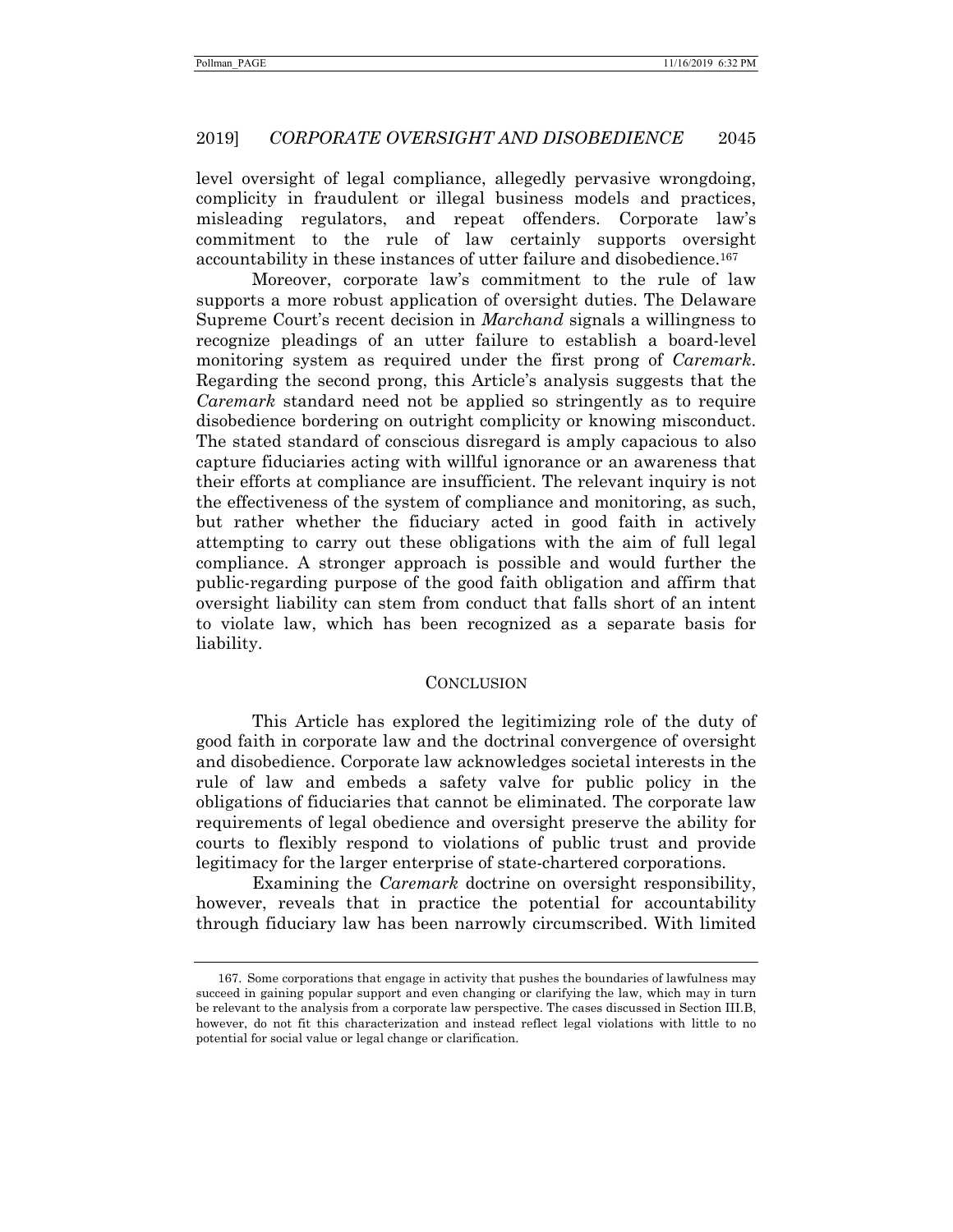level oversight of legal compliance, allegedly pervasive wrongdoing, complicity in fraudulent or illegal business models and practices, misleading regulators, and repeat offenders. Corporate law's commitment to the rule of law certainly supports oversight accountability in these instances of utter failure and disobedience.[167]

Moreover, corporate law's commitment to the rule of law supports a more robust application of oversight duties. The Delaware Supreme Court's recent decision in *Marchand* signals a willingness to recognize pleadings of an utter failure to establish a board-level monitoring system as required under the first prong of *Caremark*. Regarding the second prong, this Article's analysis suggests that the *Caremark* standard need not be applied so stringently as to require disobedience bordering on outright complicity or knowing misconduct. The stated standard of conscious disregard is amply capacious to also capture fiduciaries acting with willful ignorance or an awareness that their efforts at compliance are insufficient. The relevant inquiry is not the effectiveness of the system of compliance and monitoring, as such, but rather whether the fiduciary acted in good faith in actively attempting to carry out these obligations with the aim of full legal compliance. A stronger approach is possible and would further the public-regarding purpose of the good faith obligation and affirm that oversight liability can stem from conduct that falls short of an intent to violate law, which has been recognized as a separate basis for liability.

## CONCLUSION

This Article has explored the legitimizing role of the duty of good faith in corporate law and the doctrinal convergence of oversight and disobedience. Corporate law acknowledges societal interests in the rule of law and embeds a safety valve for public policy in the obligations of fiduciaries that cannot be eliminated. The corporate law requirements of legal obedience and oversight preserve the ability for courts to flexibly respond to violations of public trust and provide legitimacy for the larger enterprise of state-chartered corporations.

Examining the *Caremark* doctrine on oversight responsibility, however, reveals that in practice the potential for accountability through fiduciary law has been narrowly circumscribed. With limited

---

167. Some corporations that engage in activity that pushes the boundaries of lawfulness may succeed in gaining popular support and even changing or clarifying the law, which may in turn be relevant to the analysis from a corporate law perspective. The cases discussed in Section III.B, however, do not fit this characterization and instead reflect legal violations with little to no potential for social value or legal change or clarification.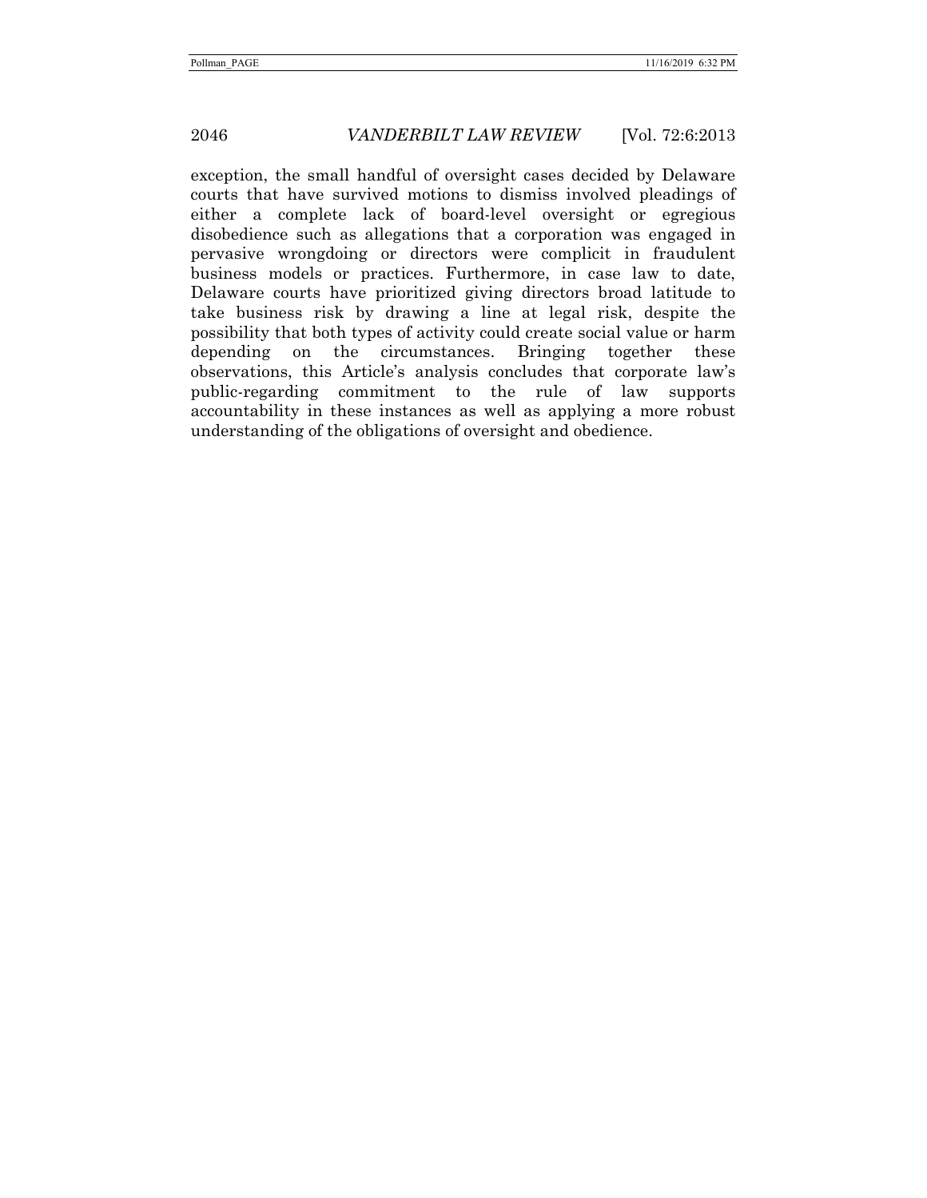exception, the small handful of oversight cases decided by Delaware courts that have survived motions to dismiss involved pleadings of either a complete lack of board-level oversight or egregious disobedience such as allegations that a corporation was engaged in pervasive wrongdoing or directors were complicit in fraudulent business models or practices. Furthermore, in case law to date, Delaware courts have prioritized giving directors broad latitude to take business risk by drawing a line at legal risk, despite the possibility that both types of activity could create social value or harm depending on the circumstances. Bringing together these observations, this Article's analysis concludes that corporate law's public-regarding commitment to the rule of law supports accountability in these instances as well as applying a more robust understanding of the obligations of oversight and obedience.